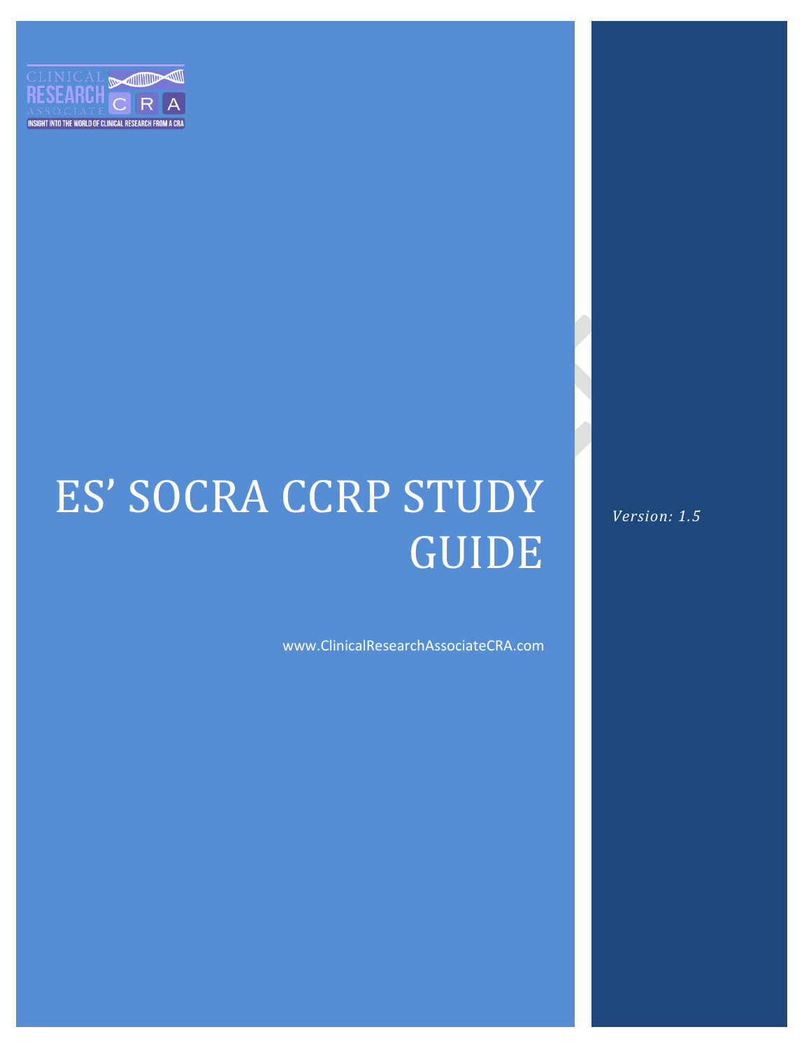# ES' SOCRA CCRP STUDY GUIDE

www.ClinicalResearchAssociateCRA.com

*Version: 1.5*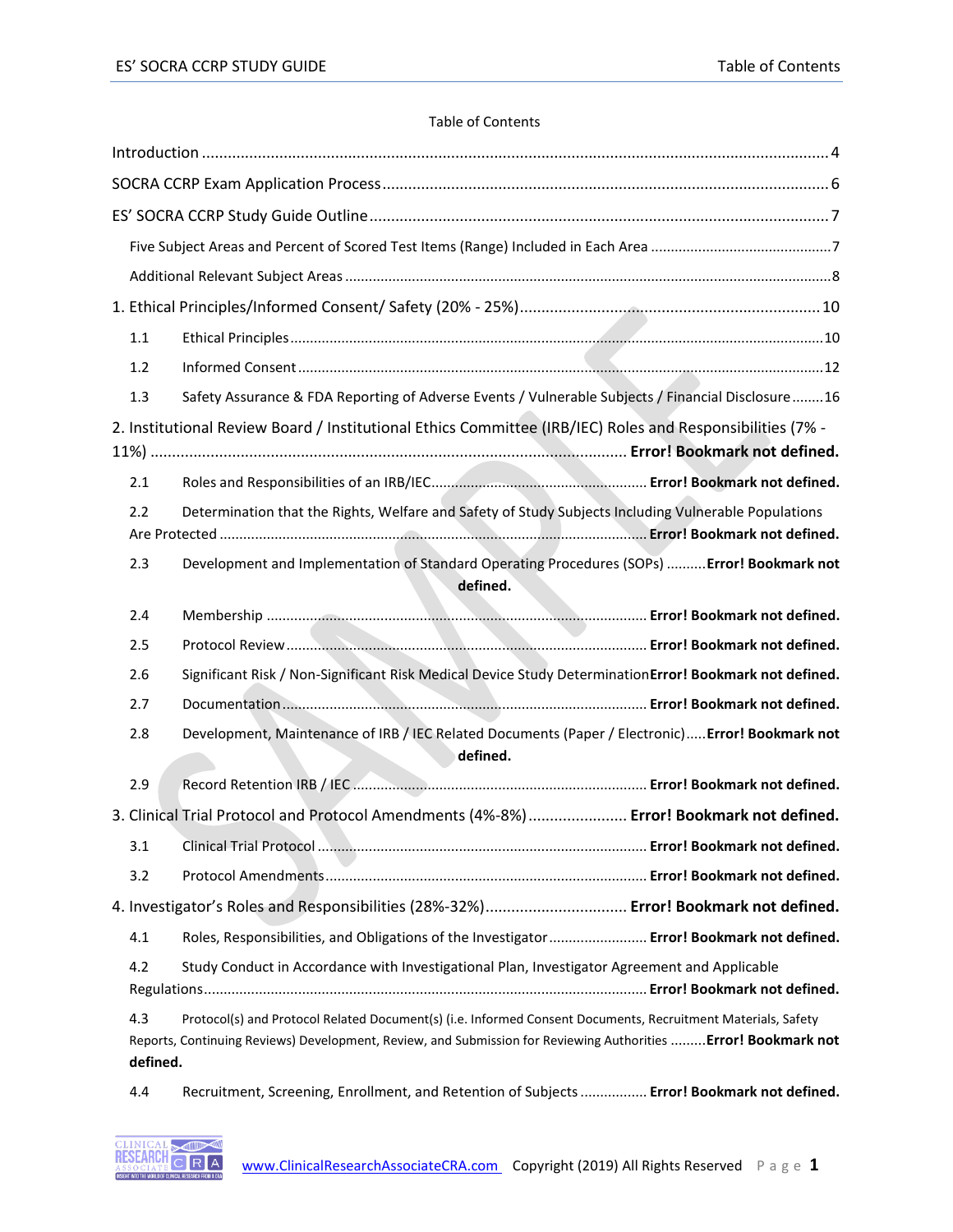Table of Contents

Introduction ....... 4

SOCRA CCRP Exam Application Process ....... 6

ES' SOCRA CCRP Study Guide Outline ....... 7

- Five Subject Areas and Percent of Scored Test Items (Range) Included in Each Area ....... 7
- Additional Relevant Subject Areas ....... 8

1. Ethical Principles/Informed Consent/ Safety (20% - 25%) ....... 10
   - 1.1 Ethical Principles ....... 10
   - 1.2 Informed Consent ....... 12
   - 1.3 Safety Assurance & FDA Reporting of Adverse Events / Vulnerable Subjects / Financial Disclosure ....... 16

2. Institutional Review Board / Institutional Ethics Committee (IRB/IEC) Roles and Responsibilities (7% - 11%) ....... **Error! Bookmark not defined.**
   - 2.1 Roles and Responsibilities of an IRB/IEC ....... **Error! Bookmark not defined.**
   - 2.2 Determination that the Rights, Welfare and Safety of Study Subjects Including Vulnerable Populations Are Protected ....... **Error! Bookmark not defined.**
   - 2.3 Development and Implementation of Standard Operating Procedures (SOPs) ....... **Error! Bookmark not defined.**
   - 2.4 Membership ....... **Error! Bookmark not defined.**
   - 2.5 Protocol Review ....... **Error! Bookmark not defined.**
   - 2.6 Significant Risk / Non-Significant Risk Medical Device Study Determination **Error! Bookmark not defined.**
   - 2.7 Documentation ....... **Error! Bookmark not defined.**
   - 2.8 Development, Maintenance of IRB / IEC Related Documents (Paper / Electronic) ....... **Error! Bookmark not defined.**
   - 2.9 Record Retention IRB / IEC ....... **Error! Bookmark not defined.**

3. Clinical Trial Protocol and Protocol Amendments (4%-8%) ....... **Error! Bookmark not defined.**
   - 3.1 Clinical Trial Protocol ....... **Error! Bookmark not defined.**
   - 3.2 Protocol Amendments ....... **Error! Bookmark not defined.**

4. Investigator's Roles and Responsibilities (28%-32%) ....... **Error! Bookmark not defined.**
   - 4.1 Roles, Responsibilities, and Obligations of the Investigator ....... **Error! Bookmark not defined.**
   - 4.2 Study Conduct in Accordance with Investigational Plan, Investigator Agreement and Applicable Regulations ....... **Error! Bookmark not defined.**
   - 4.3 Protocol(s) and Protocol Related Document(s) (i.e. Informed Consent Documents, Recruitment Materials, Safety Reports, Continuing Reviews) Development, Review, and Submission for Reviewing Authorities ....... **Error! Bookmark not defined.**
   - 4.4 Recruitment, Screening, Enrollment, and Retention of Subjects ....... **Error! Bookmark not defined.**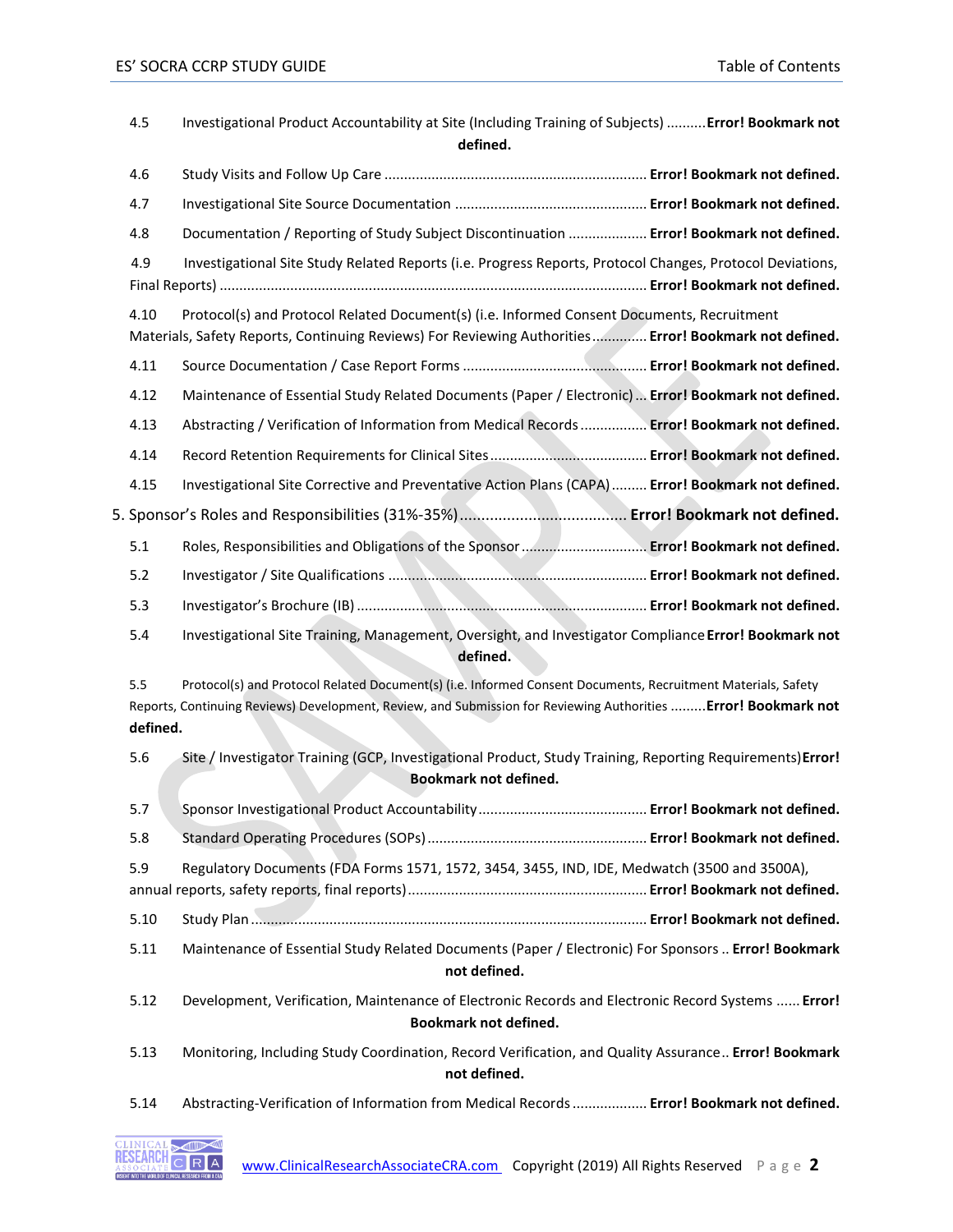4.5 Investigational Product Accountability at Site (Including Training of Subjects) .......... **Error! Bookmark not defined.**

4.6 Study Visits and Follow Up Care .................................................................. **Error! Bookmark not defined.**

4.7 Investigational Site Source Documentation ................................................ **Error! Bookmark not defined.**

4.8 Documentation / Reporting of Study Subject Discontinuation .................... **Error! Bookmark not defined.**

4.9 Investigational Site Study Related Reports (i.e. Progress Reports, Protocol Changes, Protocol Deviations, Final Reports) ........................................................................................................... **Error! Bookmark not defined.**

4.10 Protocol(s) and Protocol Related Document(s) (i.e. Informed Consent Documents, Recruitment Materials, Safety Reports, Continuing Reviews) For Reviewing Authorities ............. **Error! Bookmark not defined.**

4.11 Source Documentation / Case Report Forms .............................................. **Error! Bookmark not defined.**

4.12 Maintenance of Essential Study Related Documents (Paper / Electronic) ... **Error! Bookmark not defined.**

4.13 Abstracting / Verification of Information from Medical Records ................. **Error! Bookmark not defined.**

4.14 Record Retention Requirements for Clinical Sites ....................................... **Error! Bookmark not defined.**

4.15 Investigational Site Corrective and Preventative Action Plans (CAPA) ......... **Error! Bookmark not defined.**

5. Sponsor's Roles and Responsibilities (31%-35%) ...................................... **Error! Bookmark not defined.**

5.1 Roles, Responsibilities and Obligations of the Sponsor ............................... **Error! Bookmark not defined.**

5.2 Investigator / Site Qualifications ................................................................ **Error! Bookmark not defined.**

5.3 Investigator's Brochure (IB) ......................................................................... **Error! Bookmark not defined.**

5.4 Investigational Site Training, Management, Oversight, and Investigator Compliance **Error! Bookmark not defined.**

5.5 Protocol(s) and Protocol Related Document(s) (i.e. Informed Consent Documents, Recruitment Materials, Safety Reports, Continuing Reviews) Development, Review, and Submission for Reviewing Authorities ......... **Error! Bookmark not defined.**

5.6 Site / Investigator Training (GCP, Investigational Product, Study Training, Reporting Requirements) **Error! Bookmark not defined.**

5.7 Sponsor Investigational Product Accountability .......................................... **Error! Bookmark not defined.**

5.8 Standard Operating Procedures (SOPs) ....................................................... **Error! Bookmark not defined.**

5.9 Regulatory Documents (FDA Forms 1571, 1572, 3454, 3455, IND, IDE, Medwatch (3500 and 3500A), annual reports, safety reports, final reports) ........................................................... **Error! Bookmark not defined.**

5.10 Study Plan ................................................................................................... **Error! Bookmark not defined.**

5.11 Maintenance of Essential Study Related Documents (Paper / Electronic) For Sponsors .. **Error! Bookmark not defined.**

5.12 Development, Verification, Maintenance of Electronic Records and Electronic Record Systems ...... **Error! Bookmark not defined.**

5.13 Monitoring, Including Study Coordination, Record Verification, and Quality Assurance .. **Error! Bookmark not defined.**

5.14 Abstracting-Verification of Information from Medical Records .................. **Error! Bookmark not defined.**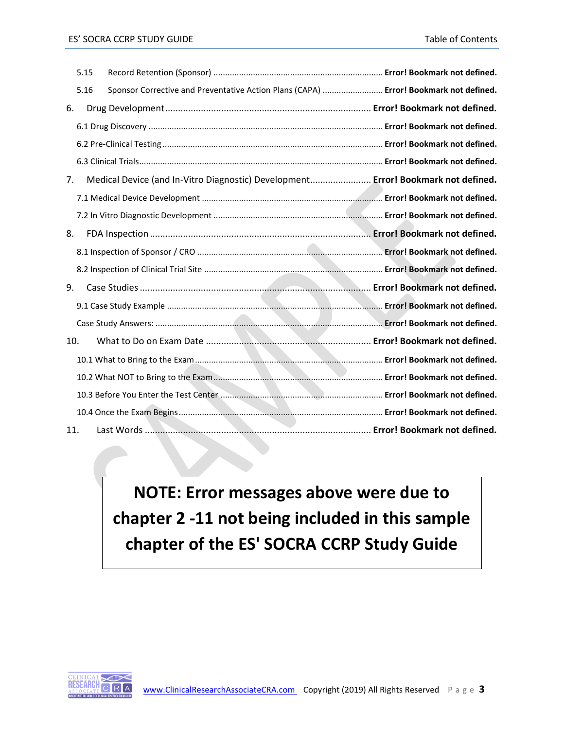5.15 Record Retention (Sponsor) ........................................................................ **Error! Bookmark not defined.**

5.16 Sponsor Corrective and Preventative Action Plans (CAPA) .......................... **Error! Bookmark not defined.**

6. Drug Development ................................................................................ **Error! Bookmark not defined.**

6.1 Drug Discovery ..................................................................................... **Error! Bookmark not defined.**

6.2 Pre-Clinical Testing ............................................................................... **Error! Bookmark not defined.**

6.3 Clinical Trials......................................................................................... **Error! Bookmark not defined.**

7. Medical Device (and In-Vitro Diagnostic) Development........................ **Error! Bookmark not defined.**

7.1 Medical Device Development ............................................................... **Error! Bookmark not defined.**

7.2 In Vitro Diagnostic Development .......................................................... **Error! Bookmark not defined.**

8. FDA Inspection ...................................................................................... **Error! Bookmark not defined.**

8.1 Inspection of Sponsor / CRO ................................................................ **Error! Bookmark not defined.**

8.2 Inspection of Clinical Trial Site ............................................................ **Error! Bookmark not defined.**

9. Case Studies .......................................................................................... **Error! Bookmark not defined.**

9.1 Case Study Example ............................................................................. **Error! Bookmark not defined.**

Case Study Answers: .................................................................................. **Error! Bookmark not defined.**

10. What to Do on Exam Date ................................................................... **Error! Bookmark not defined.**

10.1 What to Bring to the Exam .................................................................. **Error! Bookmark not defined.**

10.2 What NOT to Bring to the Exam .......................................................... **Error! Bookmark not defined.**

10.3 Before You Enter the Test Center ........................................................ **Error! Bookmark not defined.**

10.4 Once the Exam Begins ........................................................................ **Error! Bookmark not defined.**

11. Last Words ........................................................................................... **Error! Bookmark not defined.**

**NOTE: Error messages above were due to chapter 2 -11 not being included in this sample chapter of the ES' SOCRA CCRP Study Guide**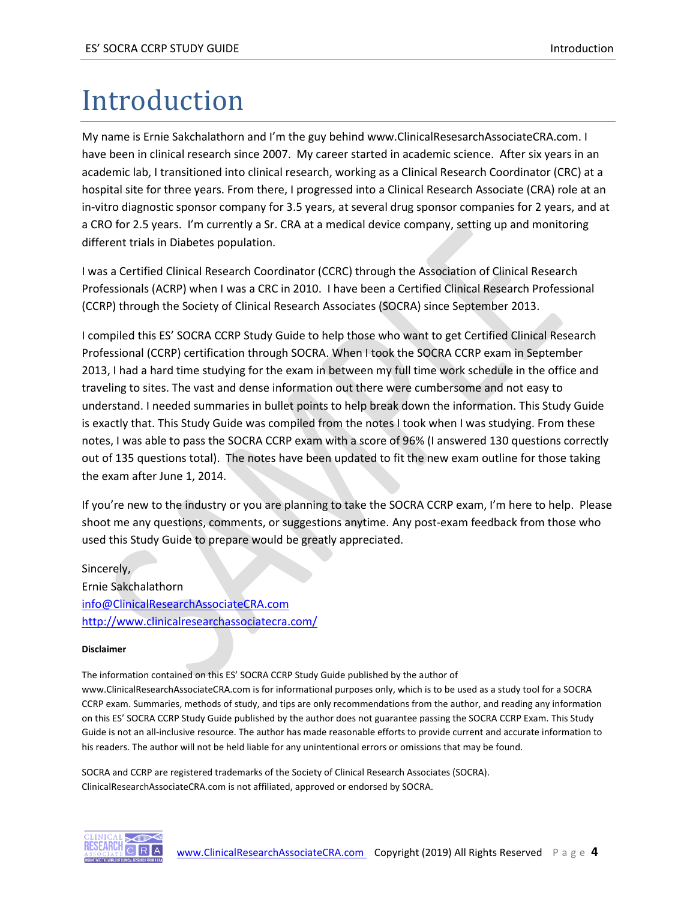# Introduction

My name is Ernie Sakchalathorn and I'm the guy behind www.ClinicalResesarchAssociateCRA.com. I have been in clinical research since 2007. My career started in academic science. After six years in an academic lab, I transitioned into clinical research, working as a Clinical Research Coordinator (CRC) at a hospital site for three years. From there, I progressed into a Clinical Research Associate (CRA) role at an in-vitro diagnostic sponsor company for 3.5 years, at several drug sponsor companies for 2 years, and at a CRO for 2.5 years. I'm currently a Sr. CRA at a medical device company, setting up and monitoring different trials in Diabetes population.

I was a Certified Clinical Research Coordinator (CCRC) through the Association of Clinical Research Professionals (ACRP) when I was a CRC in 2010. I have been a Certified Clinical Research Professional (CCRP) through the Society of Clinical Research Associates (SOCRA) since September 2013.

I compiled this ES' SOCRA CCRP Study Guide to help those who want to get Certified Clinical Research Professional (CCRP) certification through SOCRA. When I took the SOCRA CCRP exam in September 2013, I had a hard time studying for the exam in between my full time work schedule in the office and traveling to sites. The vast and dense information out there were cumbersome and not easy to understand. I needed summaries in bullet points to help break down the information. This Study Guide is exactly that. This Study Guide was compiled from the notes I took when I was studying. From these notes, I was able to pass the SOCRA CCRP exam with a score of 96% (I answered 130 questions correctly out of 135 questions total). The notes have been updated to fit the new exam outline for those taking the exam after June 1, 2014.

If you're new to the industry or you are planning to take the SOCRA CCRP exam, I'm here to help. Please shoot me any questions, comments, or suggestions anytime. Any post-exam feedback from those who used this Study Guide to prepare would be greatly appreciated.

Sincerely,
Ernie Sakchalathorn
info@ClinicalResearchAssociateCRA.com
http://www.clinicalresearchassociatecra.com/

**Disclaimer**

The information contained on this ES' SOCRA CCRP Study Guide published by the author of www.ClinicalResearchAssociateCRA.com is for informational purposes only, which is to be used as a study tool for a SOCRA CCRP exam. Summaries, methods of study, and tips are only recommendations from the author, and reading any information on this ES' SOCRA CCRP Study Guide published by the author does not guarantee passing the SOCRA CCRP Exam. This Study Guide is not an all-inclusive resource. The author has made reasonable efforts to provide current and accurate information to his readers. The author will not be held liable for any unintentional errors or omissions that may be found.

SOCRA and CCRP are registered trademarks of the Society of Clinical Research Associates (SOCRA). ClinicalResearchAssociateCRA.com is not affiliated, approved or endorsed by SOCRA.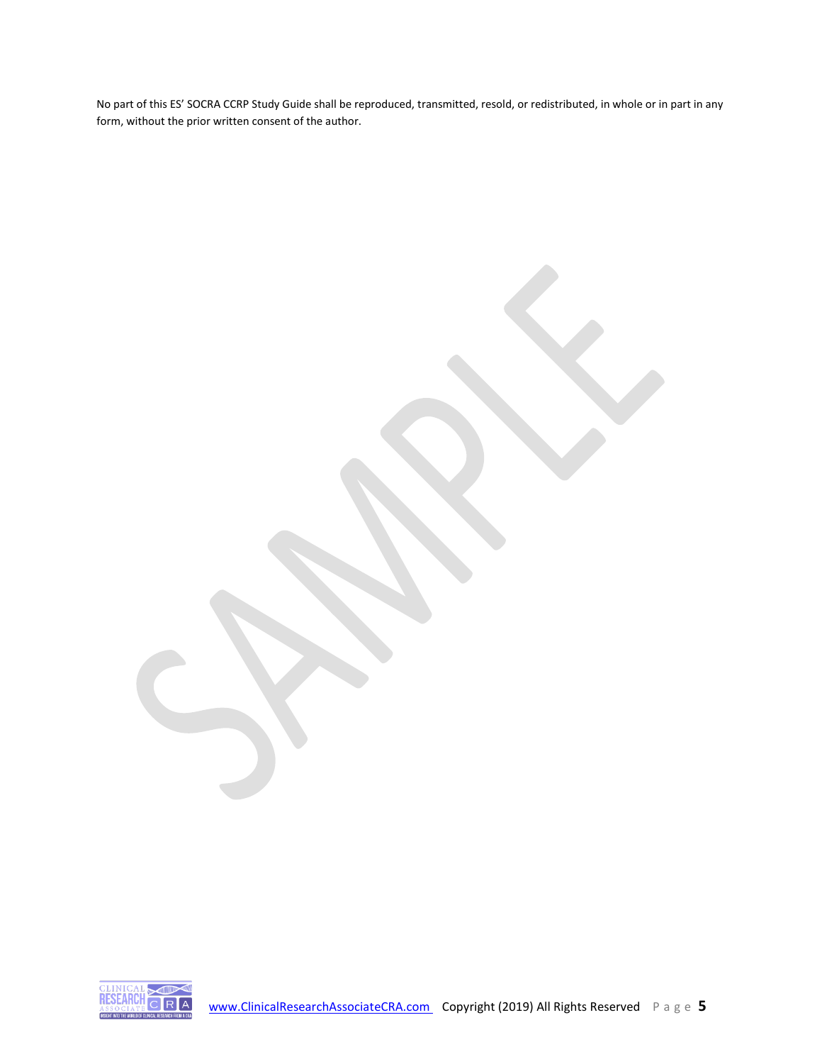No part of this ES' SOCRA CCRP Study Guide shall be reproduced, transmitted, resold, or redistributed, in whole or in part in any form, without the prior written consent of the author.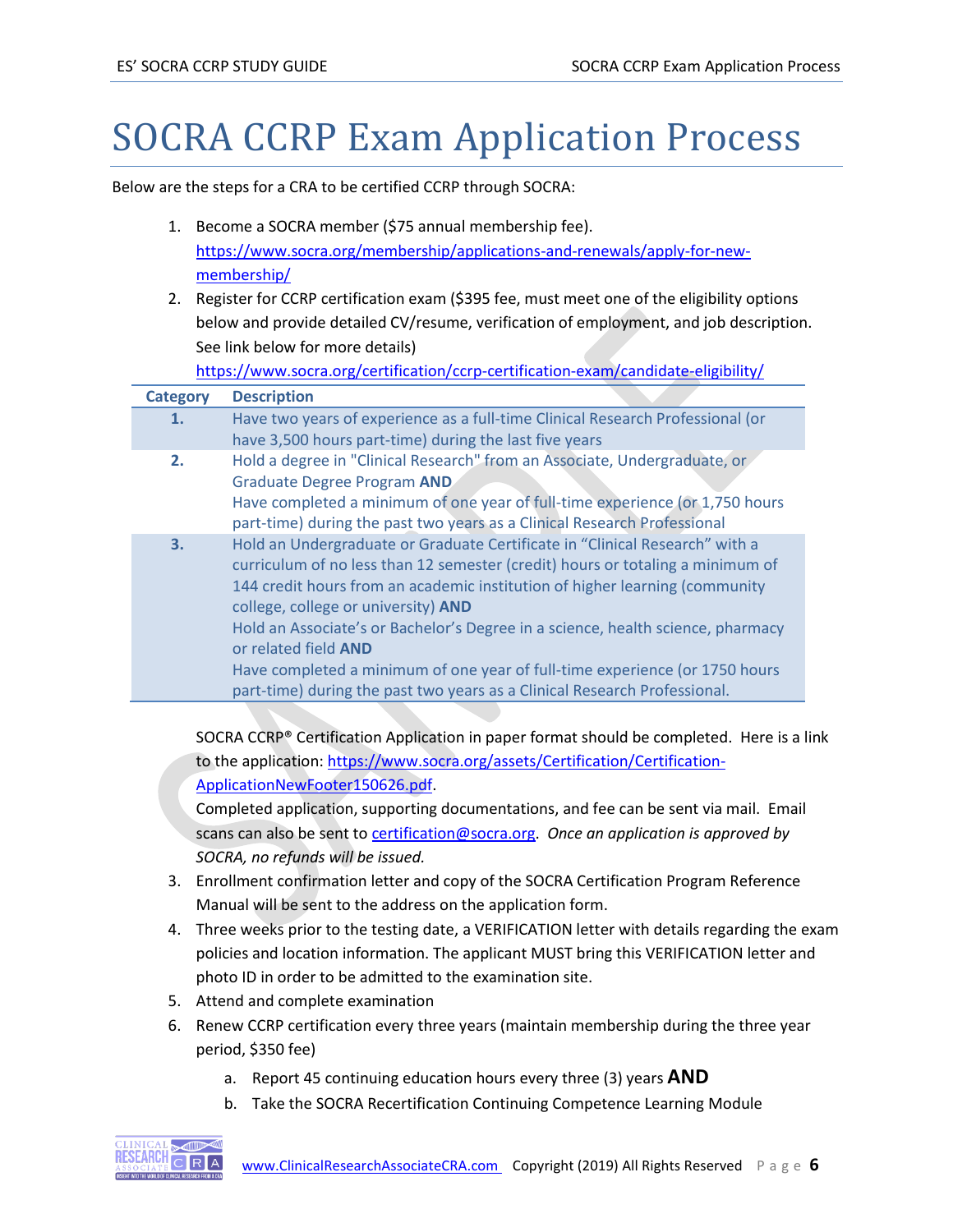# SOCRA CCRP Exam Application Process

Below are the steps for a CRA to be certified CCRP through SOCRA:

1. Become a SOCRA member ($75 annual membership fee). https://www.socra.org/membership/applications-and-renewals/apply-for-new-membership/
2. Register for CCRP certification exam ($395 fee, must meet one of the eligibility options below and provide detailed CV/resume, verification of employment, and job description. See link below for more details) https://www.socra.org/certification/ccrp-certification-exam/candidate-eligibility/

| Category | Description |
|---|---|
| **1.** | Have two years of experience as a full-time Clinical Research Professional (or have 3,500 hours part-time) during the last five years |
| **2.** | Hold a degree in "Clinical Research" from an Associate, Undergraduate, or Graduate Degree Program **AND**<br>Have completed a minimum of one year of full-time experience (or 1,750 hours part-time) during the past two years as a Clinical Research Professional |
| **3.** | Hold an Undergraduate or Graduate Certificate in "Clinical Research" with a curriculum of no less than 12 semester (credit) hours or totaling a minimum of 144 credit hours from an academic institution of higher learning (community college, college or university) **AND**<br>Hold an Associate's or Bachelor's Degree in a science, health science, pharmacy or related field **AND**<br>Have completed a minimum of one year of full-time experience (or 1750 hours part-time) during the past two years as a Clinical Research Professional. |

SOCRA CCRP® Certification Application in paper format should be completed. Here is a link to the application: https://www.socra.org/assets/Certification/Certification-ApplicationNewFooter150626.pdf.
Completed application, supporting documentations, and fee can be sent via mail. Email scans can also be sent to certification@socra.org. *Once an application is approved by SOCRA, no refunds will be issued.*

3. Enrollment confirmation letter and copy of the SOCRA Certification Program Reference Manual will be sent to the address on the application form.
4. Three weeks prior to the testing date, a VERIFICATION letter with details regarding the exam policies and location information. The applicant MUST bring this VERIFICATION letter and photo ID in order to be admitted to the examination site.
5. Attend and complete examination
6. Renew CCRP certification every three years (maintain membership during the three year period, $350 fee)
   a. Report 45 continuing education hours every three (3) years **AND**
   b. Take the SOCRA Recertification Continuing Competence Learning Module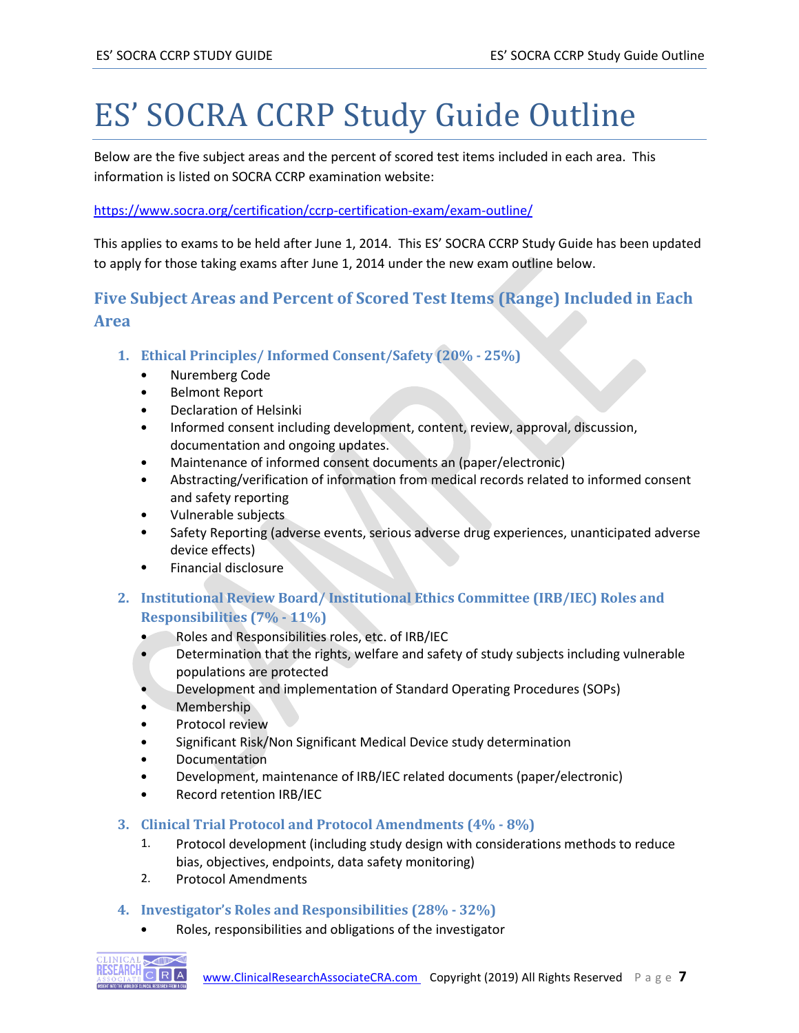# ES' SOCRA CCRP Study Guide Outline

Below are the five subject areas and the percent of scored test items included in each area. This information is listed on SOCRA CCRP examination website:

https://www.socra.org/certification/ccrp-certification-exam/exam-outline/

This applies to exams to be held after June 1, 2014. This ES' SOCRA CCRP Study Guide has been updated to apply for those taking exams after June 1, 2014 under the new exam outline below.

## Five Subject Areas and Percent of Scored Test Items (Range) Included in Each Area

### 1. Ethical Principles/ Informed Consent/Safety (20% - 25%)

- Nuremberg Code
- Belmont Report
- Declaration of Helsinki
- Informed consent including development, content, review, approval, discussion, documentation and ongoing updates.
- Maintenance of informed consent documents an (paper/electronic)
- Abstracting/verification of information from medical records related to informed consent and safety reporting
- Vulnerable subjects
- Safety Reporting (adverse events, serious adverse drug experiences, unanticipated adverse device effects)
- Financial disclosure

### 2. Institutional Review Board/ Institutional Ethics Committee (IRB/IEC) Roles and Responsibilities (7% - 11%)

- Roles and Responsibilities roles, etc. of IRB/IEC
- Determination that the rights, welfare and safety of study subjects including vulnerable populations are protected
- Development and implementation of Standard Operating Procedures (SOPs)
- Membership
- Protocol review
- Significant Risk/Non Significant Medical Device study determination
- Documentation
- Development, maintenance of IRB/IEC related documents (paper/electronic)
- Record retention IRB/IEC

### 3. Clinical Trial Protocol and Protocol Amendments (4% - 8%)

1. Protocol development (including study design with considerations methods to reduce bias, objectives, endpoints, data safety monitoring)
2. Protocol Amendments

### 4. Investigator's Roles and Responsibilities (28% - 32%)

- Roles, responsibilities and obligations of the investigator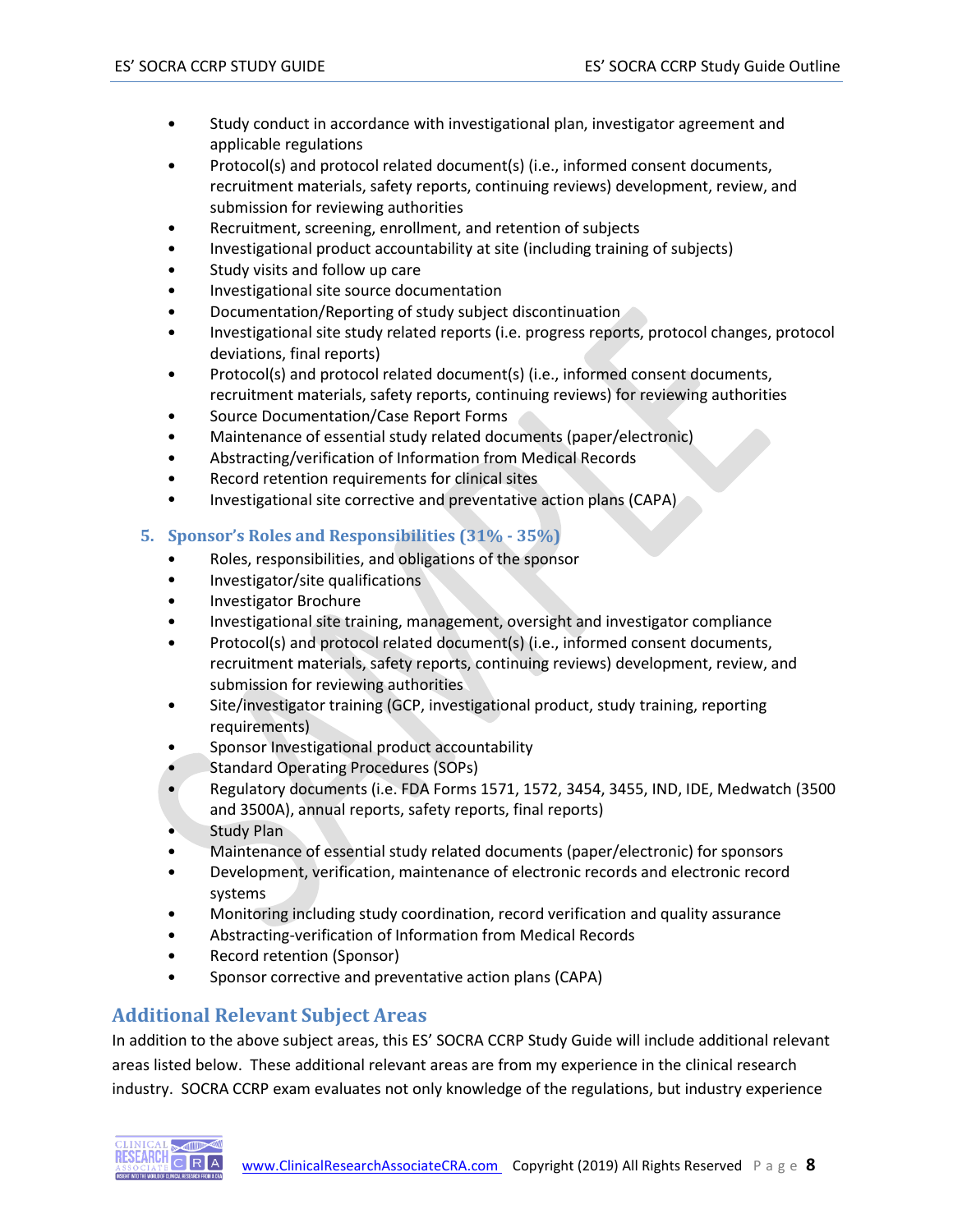- Study conduct in accordance with investigational plan, investigator agreement and applicable regulations
- Protocol(s) and protocol related document(s) (i.e., informed consent documents, recruitment materials, safety reports, continuing reviews) development, review, and submission for reviewing authorities
- Recruitment, screening, enrollment, and retention of subjects
- Investigational product accountability at site (including training of subjects)
- Study visits and follow up care
- Investigational site source documentation
- Documentation/Reporting of study subject discontinuation
- Investigational site study related reports (i.e. progress reports, protocol changes, protocol deviations, final reports)
- Protocol(s) and protocol related document(s) (i.e., informed consent documents, recruitment materials, safety reports, continuing reviews) for reviewing authorities
- Source Documentation/Case Report Forms
- Maintenance of essential study related documents (paper/electronic)
- Abstracting/verification of Information from Medical Records
- Record retention requirements for clinical sites
- Investigational site corrective and preventative action plans (CAPA)

### 5. Sponsor's Roles and Responsibilities (31% - 35%)

- Roles, responsibilities, and obligations of the sponsor
- Investigator/site qualifications
- Investigator Brochure
- Investigational site training, management, oversight and investigator compliance
- Protocol(s) and protocol related document(s) (i.e., informed consent documents, recruitment materials, safety reports, continuing reviews) development, review, and submission for reviewing authorities
- Site/investigator training (GCP, investigational product, study training, reporting requirements)
- Sponsor Investigational product accountability
- Standard Operating Procedures (SOPs)
- Regulatory documents (i.e. FDA Forms 1571, 1572, 3454, 3455, IND, IDE, Medwatch (3500 and 3500A), annual reports, safety reports, final reports)
- Study Plan
- Maintenance of essential study related documents (paper/electronic) for sponsors
- Development, verification, maintenance of electronic records and electronic record systems
- Monitoring including study coordination, record verification and quality assurance
- Abstracting-verification of Information from Medical Records
- Record retention (Sponsor)
- Sponsor corrective and preventative action plans (CAPA)

## Additional Relevant Subject Areas

In addition to the above subject areas, this ES' SOCRA CCRP Study Guide will include additional relevant areas listed below. These additional relevant areas are from my experience in the clinical research industry. SOCRA CCRP exam evaluates not only knowledge of the regulations, but industry experience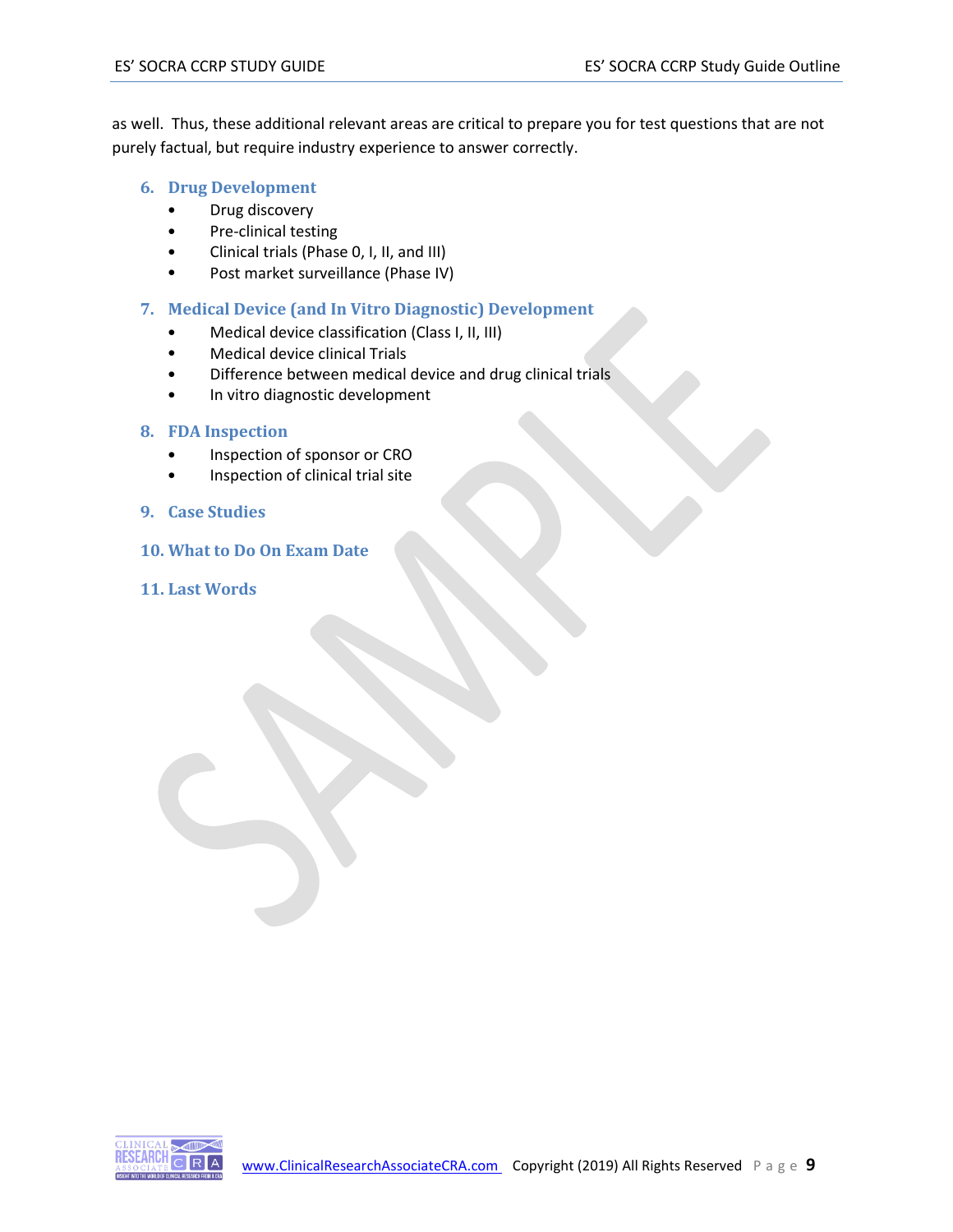as well. Thus, these additional relevant areas are critical to prepare you for test questions that are not purely factual, but require industry experience to answer correctly.

## 6. Drug Development

- Drug discovery
- Pre-clinical testing
- Clinical trials (Phase 0, I, II, and III)
- Post market surveillance (Phase IV)

## 7. Medical Device (and In Vitro Diagnostic) Development

- Medical device classification (Class I, II, III)
- Medical device clinical Trials
- Difference between medical device and drug clinical trials
- In vitro diagnostic development

## 8. FDA Inspection

- Inspection of sponsor or CRO
- Inspection of clinical trial site

## 9. Case Studies

## 10. What to Do On Exam Date

## 11. Last Words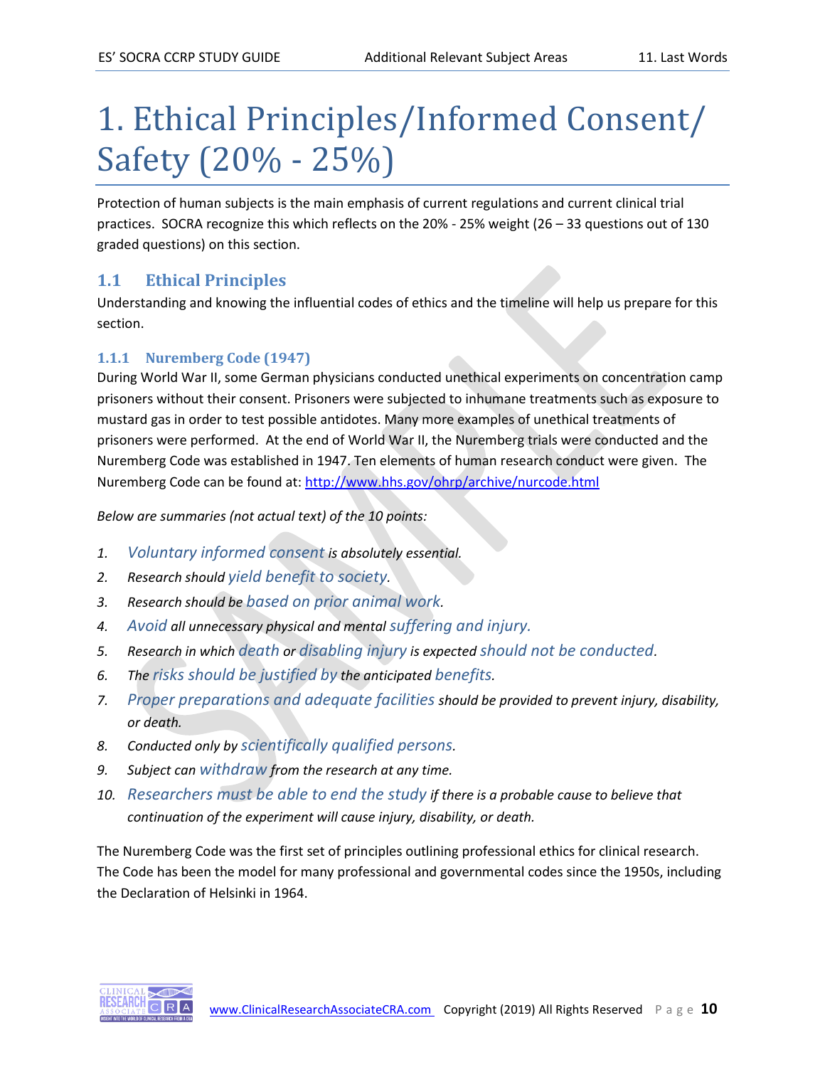# 1. Ethical Principles/Informed Consent/ Safety (20% - 25%)

Protection of human subjects is the main emphasis of current regulations and current clinical trial practices. SOCRA recognize this which reflects on the 20% - 25% weight (26 – 33 questions out of 130 graded questions) on this section.

## 1.1 Ethical Principles

Understanding and knowing the influential codes of ethics and the timeline will help us prepare for this section.

### 1.1.1 Nuremberg Code (1947)

During World War II, some German physicians conducted unethical experiments on concentration camp prisoners without their consent. Prisoners were subjected to inhumane treatments such as exposure to mustard gas in order to test possible antidotes. Many more examples of unethical treatments of prisoners were performed. At the end of World War II, the Nuremberg trials were conducted and the Nuremberg Code was established in 1947. Ten elements of human research conduct were given. The Nuremberg Code can be found at: http://www.hhs.gov/ohrp/archive/nurcode.html

*Below are summaries (not actual text) of the 10 points:*

1. *Voluntary informed consent is absolutely essential.*
2. *Research should yield benefit to society.*
3. *Research should be based on prior animal work.*
4. *Avoid all unnecessary physical and mental suffering and injury.*
5. *Research in which death or disabling injury is expected should not be conducted.*
6. *The risks should be justified by the anticipated benefits.*
7. *Proper preparations and adequate facilities should be provided to prevent injury, disability, or death.*
8. *Conducted only by scientifically qualified persons.*
9. *Subject can withdraw from the research at any time.*
10. *Researchers must be able to end the study if there is a probable cause to believe that continuation of the experiment will cause injury, disability, or death.*

The Nuremberg Code was the first set of principles outlining professional ethics for clinical research. The Code has been the model for many professional and governmental codes since the 1950s, including the Declaration of Helsinki in 1964.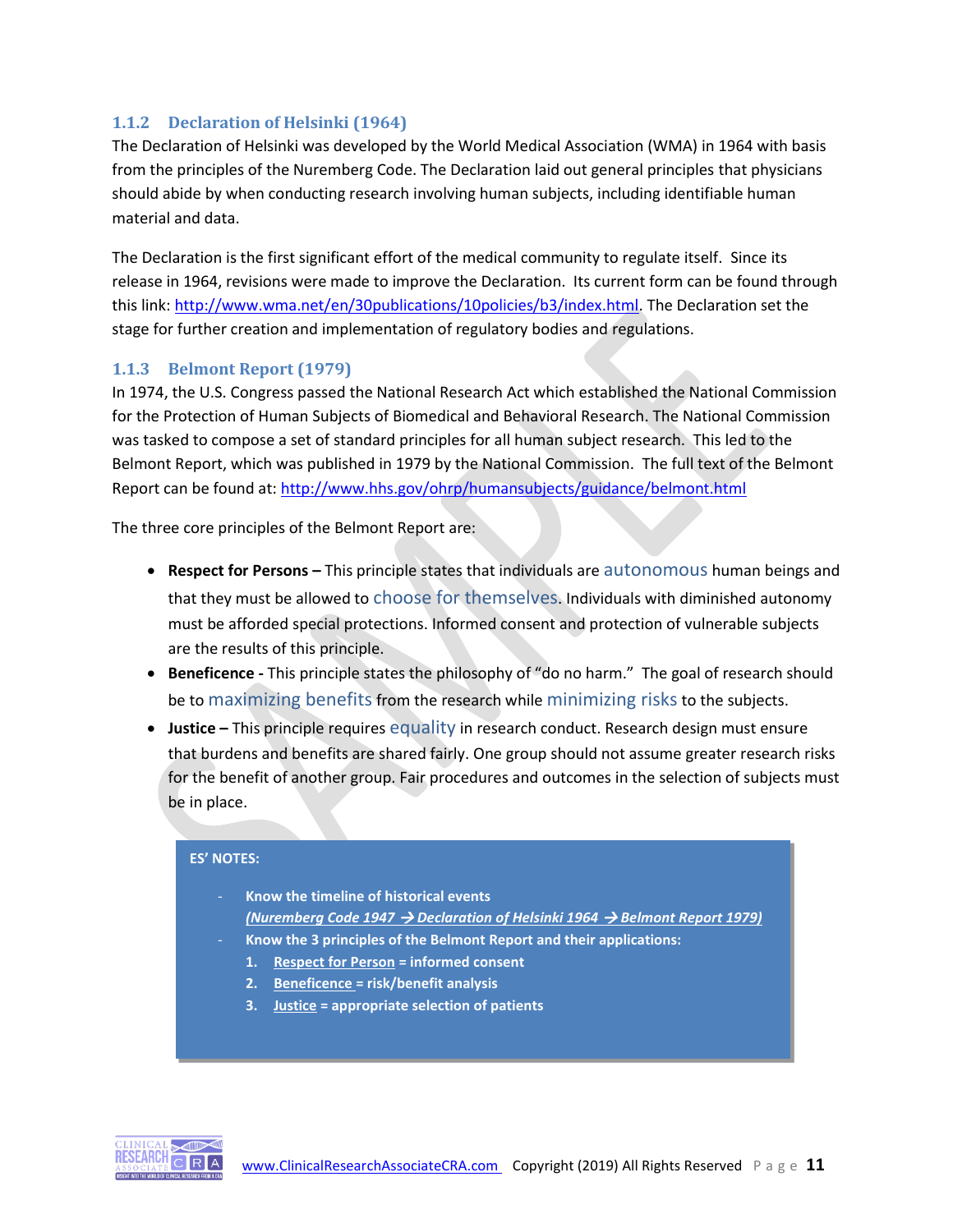### 1.1.2 Declaration of Helsinki (1964)

The Declaration of Helsinki was developed by the World Medical Association (WMA) in 1964 with basis from the principles of the Nuremberg Code. The Declaration laid out general principles that physicians should abide by when conducting research involving human subjects, including identifiable human material and data.

The Declaration is the first significant effort of the medical community to regulate itself. Since its release in 1964, revisions were made to improve the Declaration. Its current form can be found through this link: [http://www.wma.net/en/30publications/10policies/b3/index.html](http://www.wma.net/en/30publications/10policies/b3/index.html). The Declaration set the stage for further creation and implementation of regulatory bodies and regulations.

### 1.1.3 Belmont Report (1979)

In 1974, the U.S. Congress passed the National Research Act which established the National Commission for the Protection of Human Subjects of Biomedical and Behavioral Research. The National Commission was tasked to compose a set of standard principles for all human subject research. This led to the Belmont Report, which was published in 1979 by the National Commission. The full text of the Belmont Report can be found at: [http://www.hhs.gov/ohrp/humansubjects/guidance/belmont.html](http://www.hhs.gov/ohrp/humansubjects/guidance/belmont.html)

The three core principles of the Belmont Report are:

- **Respect for Persons –** This principle states that individuals are autonomous human beings and that they must be allowed to choose for themselves. Individuals with diminished autonomy must be afforded special protections. Informed consent and protection of vulnerable subjects are the results of this principle.
- **Beneficence -** This principle states the philosophy of "do no harm." The goal of research should be to maximizing benefits from the research while minimizing risks to the subjects.
- **Justice –** This principle requires equality in research conduct. Research design must ensure that burdens and benefits are shared fairly. One group should not assume greater research risks for the benefit of another group. Fair procedures and outcomes in the selection of subjects must be in place.

**ES' NOTES:**

- **Know the timeline of historical events**
  ***(Nuremberg Code 1947 → Declaration of Helsinki 1964 → Belmont Report 1979)***
- **Know the 3 principles of the Belmont Report and their applications:**
  1. **Respect for Person = informed consent**
  2. **Beneficence = risk/benefit analysis**
  3. **Justice = appropriate selection of patients**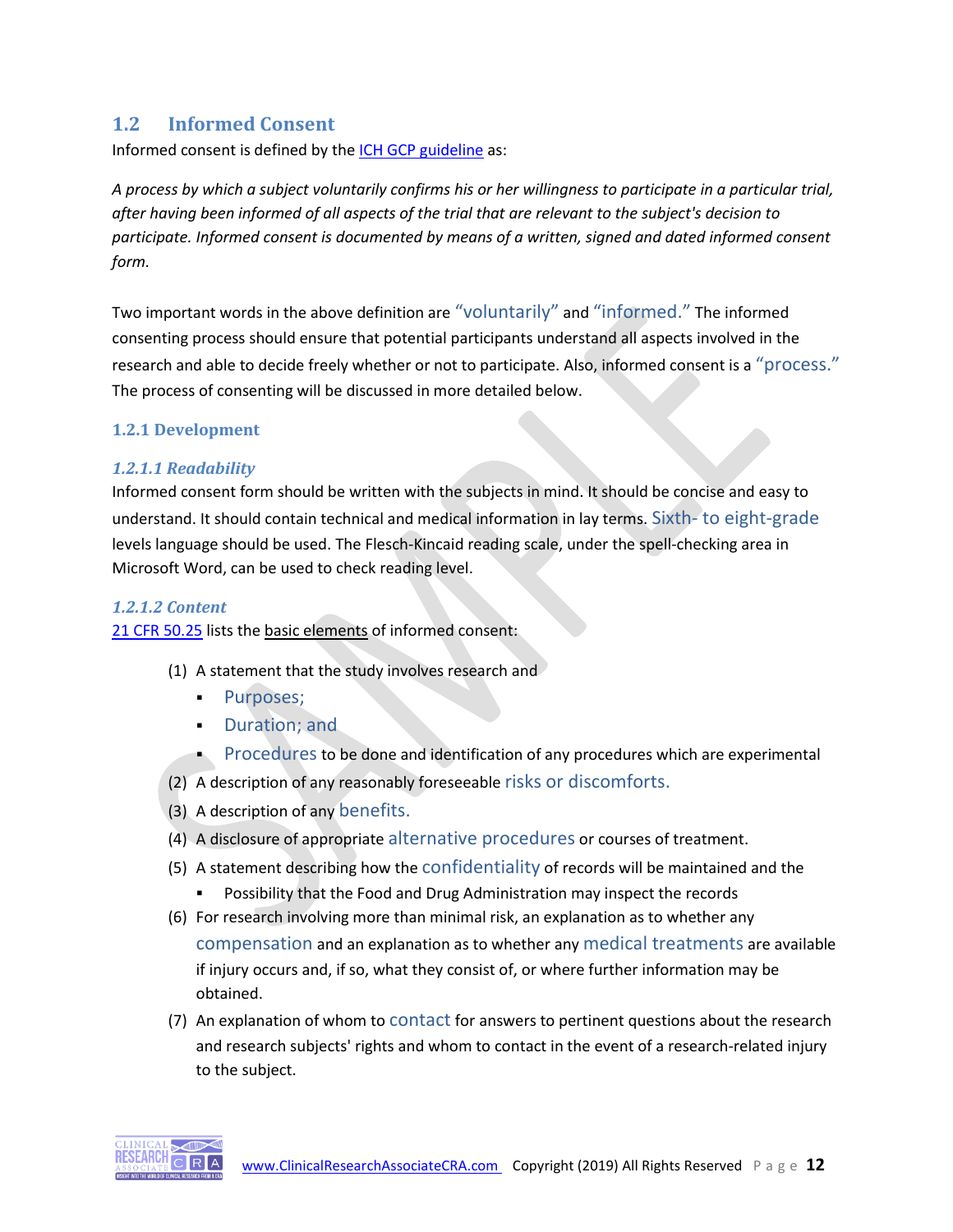## 1.2 Informed Consent

Informed consent is defined by the ICH GCP guideline as:

*A process by which a subject voluntarily confirms his or her willingness to participate in a particular trial, after having been informed of all aspects of the trial that are relevant to the subject's decision to participate. Informed consent is documented by means of a written, signed and dated informed consent form.*

Two important words in the above definition are "voluntarily" and "informed." The informed consenting process should ensure that potential participants understand all aspects involved in the research and able to decide freely whether or not to participate. Also, informed consent is a "process." The process of consenting will be discussed in more detailed below.

### 1.2.1 Development

#### *1.2.1.1 Readability*

Informed consent form should be written with the subjects in mind. It should be concise and easy to understand. It should contain technical and medical information in lay terms. Sixth- to eight-grade levels language should be used. The Flesch-Kincaid reading scale, under the spell-checking area in Microsoft Word, can be used to check reading level.

#### *1.2.1.2 Content*

21 CFR 50.25 lists the basic elements of informed consent:

(1) A statement that the study involves research and
  - Purposes;
  - Duration; and
  - Procedures to be done and identification of any procedures which are experimental

(2) A description of any reasonably foreseeable risks or discomforts.

(3) A description of any benefits.

(4) A disclosure of appropriate alternative procedures or courses of treatment.

(5) A statement describing how the confidentiality of records will be maintained and the
  - Possibility that the Food and Drug Administration may inspect the records

(6) For research involving more than minimal risk, an explanation as to whether any compensation and an explanation as to whether any medical treatments are available if injury occurs and, if so, what they consist of, or where further information may be obtained.

(7) An explanation of whom to contact for answers to pertinent questions about the research and research subjects' rights and whom to contact in the event of a research-related injury to the subject.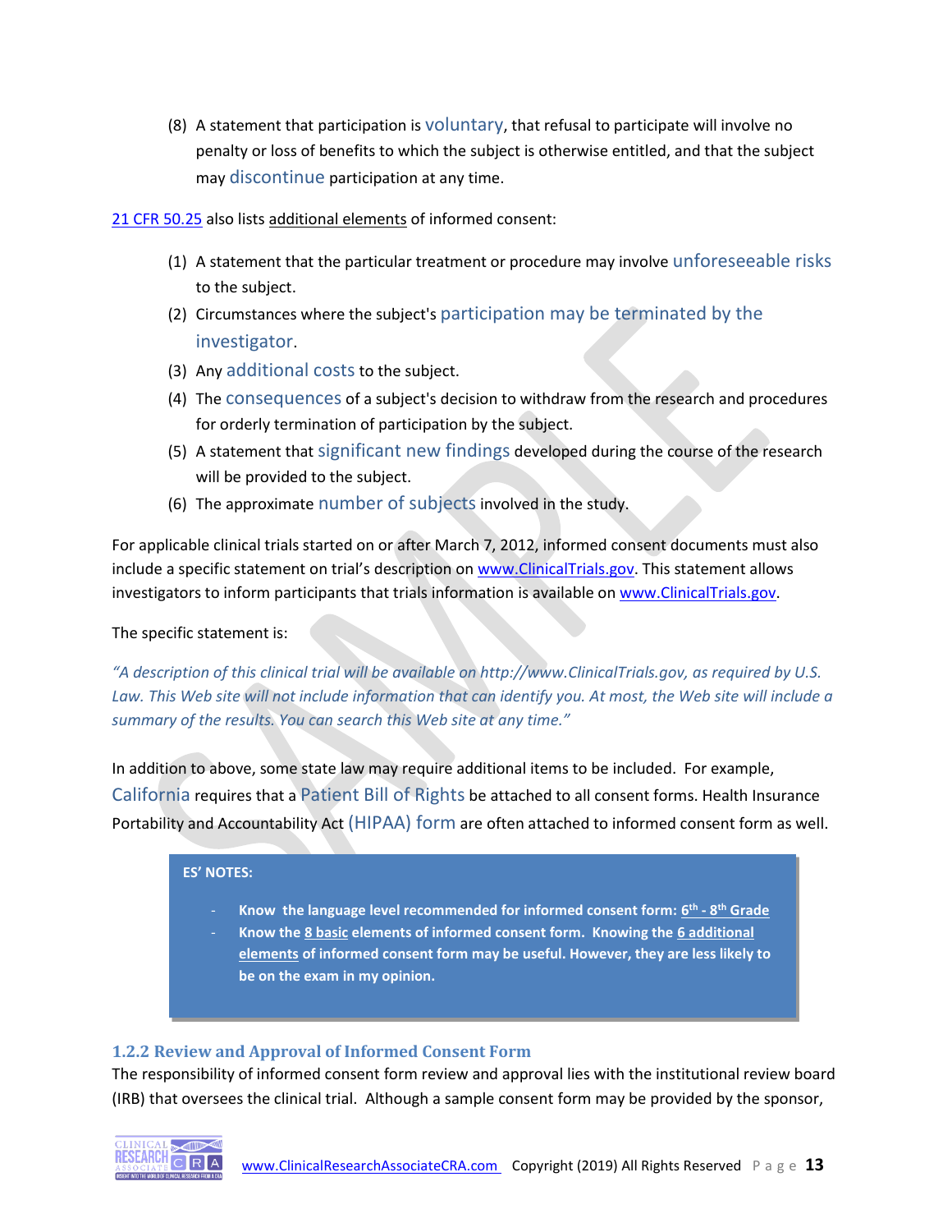(8) A statement that participation is voluntary, that refusal to participate will involve no penalty or loss of benefits to which the subject is otherwise entitled, and that the subject may discontinue participation at any time.

21 CFR 50.25 also lists additional elements of informed consent:

(1) A statement that the particular treatment or procedure may involve unforeseeable risks to the subject.
(2) Circumstances where the subject's participation may be terminated by the investigator.
(3) Any additional costs to the subject.
(4) The consequences of a subject's decision to withdraw from the research and procedures for orderly termination of participation by the subject.
(5) A statement that significant new findings developed during the course of the research will be provided to the subject.
(6) The approximate number of subjects involved in the study.

For applicable clinical trials started on or after March 7, 2012, informed consent documents must also include a specific statement on trial's description on www.ClinicalTrials.gov. This statement allows investigators to inform participants that trials information is available on www.ClinicalTrials.gov.

The specific statement is:

*"A description of this clinical trial will be available on http://www.ClinicalTrials.gov, as required by U.S. Law. This Web site will not include information that can identify you. At most, the Web site will include a summary of the results. You can search this Web site at any time."*

In addition to above, some state law may require additional items to be included. For example, California requires that a Patient Bill of Rights be attached to all consent forms. Health Insurance Portability and Accountability Act (HIPAA) form are often attached to informed consent form as well.

> **ES' NOTES:**
>
> - **Know the language level recommended for informed consent form: 6th - 8th Grade**
> - **Know the 8 basic elements of informed consent form. Knowing the 6 additional elements of informed consent form may be useful. However, they are less likely to be on the exam in my opinion.**

### 1.2.2 Review and Approval of Informed Consent Form

The responsibility of informed consent form review and approval lies with the institutional review board (IRB) that oversees the clinical trial. Although a sample consent form may be provided by the sponsor,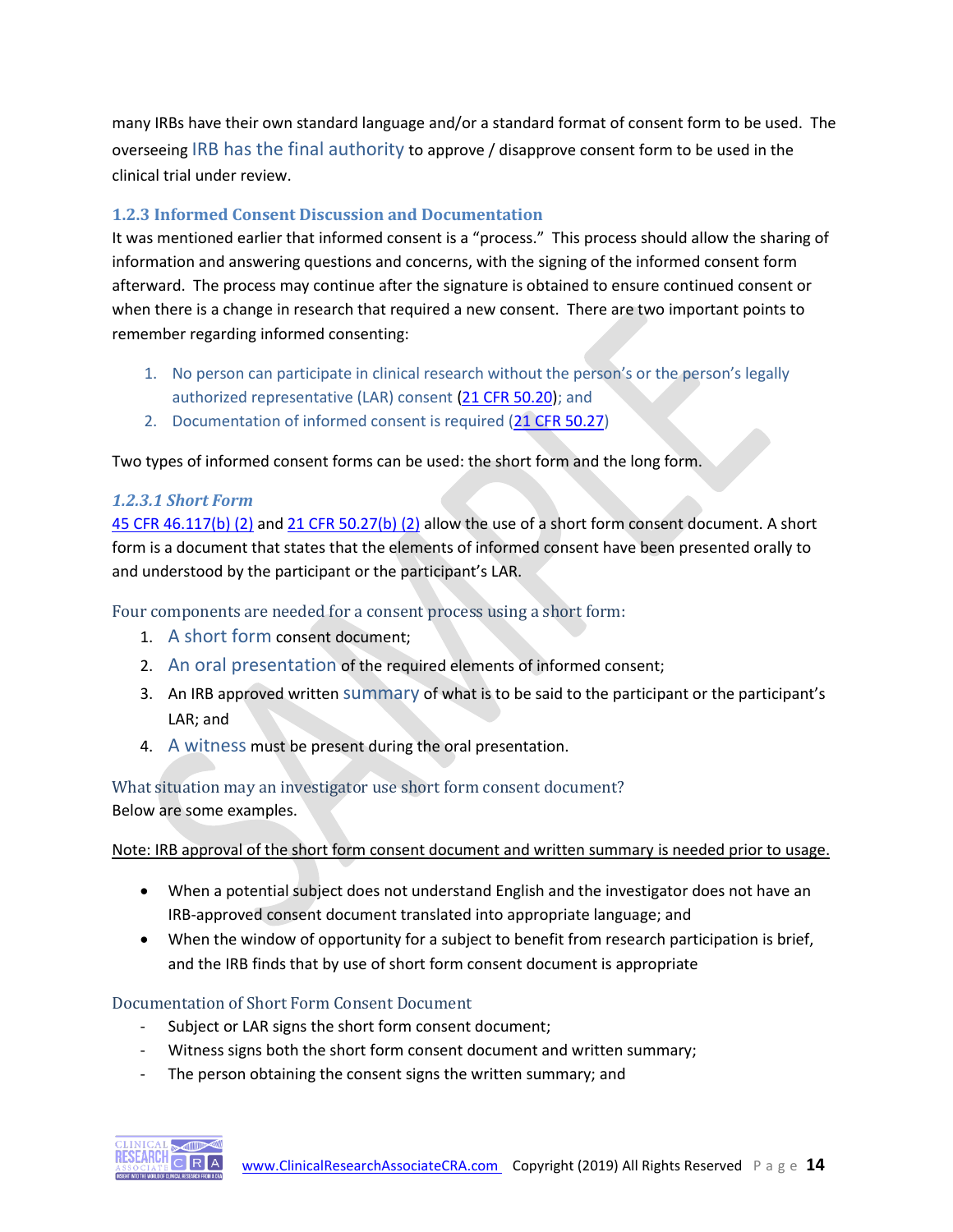many IRBs have their own standard language and/or a standard format of consent form to be used. The overseeing IRB has the final authority to approve / disapprove consent form to be used in the clinical trial under review.

### 1.2.3 Informed Consent Discussion and Documentation

It was mentioned earlier that informed consent is a "process." This process should allow the sharing of information and answering questions and concerns, with the signing of the informed consent form afterward. The process may continue after the signature is obtained to ensure continued consent or when there is a change in research that required a new consent. There are two important points to remember regarding informed consenting:

1. No person can participate in clinical research without the person's or the person's legally authorized representative (LAR) consent (21 CFR 50.20); and
2. Documentation of informed consent is required (21 CFR 50.27)

Two types of informed consent forms can be used: the short form and the long form.

#### *1.2.3.1 Short Form*

45 CFR 46.117(b) (2) and 21 CFR 50.27(b) (2) allow the use of a short form consent document. A short form is a document that states that the elements of informed consent have been presented orally to and understood by the participant or the participant's LAR.

Four components are needed for a consent process using a short form:

1. A short form consent document;
2. An oral presentation of the required elements of informed consent;
3. An IRB approved written summary of what is to be said to the participant or the participant's LAR; and
4. A witness must be present during the oral presentation.

What situation may an investigator use short form consent document?

Below are some examples.

Note: IRB approval of the short form consent document and written summary is needed prior to usage.

- When a potential subject does not understand English and the investigator does not have an IRB-approved consent document translated into appropriate language; and
- When the window of opportunity for a subject to benefit from research participation is brief, and the IRB finds that by use of short form consent document is appropriate

Documentation of Short Form Consent Document

- Subject or LAR signs the short form consent document;
- Witness signs both the short form consent document and written summary;
- The person obtaining the consent signs the written summary; and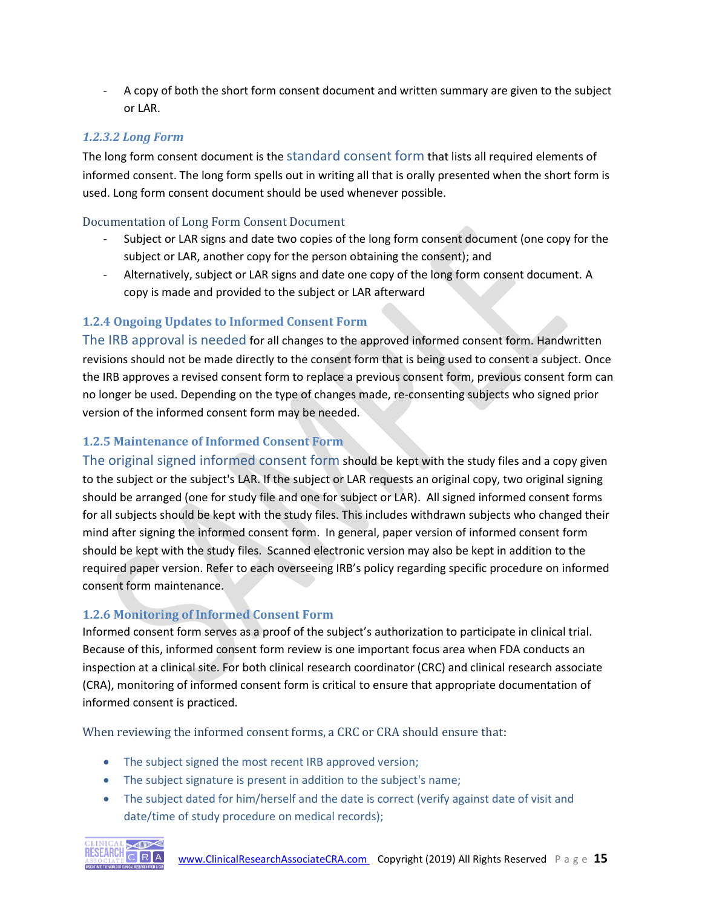- A copy of both the short form consent document and written summary are given to the subject or LAR.

#### *1.2.3.2 Long Form*

The long form consent document is the standard consent form that lists all required elements of informed consent. The long form spells out in writing all that is orally presented when the short form is used. Long form consent document should be used whenever possible.

Documentation of Long Form Consent Document

- Subject or LAR signs and date two copies of the long form consent document (one copy for the subject or LAR, another copy for the person obtaining the consent); and
- Alternatively, subject or LAR signs and date one copy of the long form consent document. A copy is made and provided to the subject or LAR afterward

### 1.2.4 Ongoing Updates to Informed Consent Form

The IRB approval is needed for all changes to the approved informed consent form. Handwritten revisions should not be made directly to the consent form that is being used to consent a subject. Once the IRB approves a revised consent form to replace a previous consent form, previous consent form can no longer be used. Depending on the type of changes made, re-consenting subjects who signed prior version of the informed consent form may be needed.

### 1.2.5 Maintenance of Informed Consent Form

The original signed informed consent form should be kept with the study files and a copy given to the subject or the subject's LAR. If the subject or LAR requests an original copy, two original signing should be arranged (one for study file and one for subject or LAR). All signed informed consent forms for all subjects should be kept with the study files. This includes withdrawn subjects who changed their mind after signing the informed consent form. In general, paper version of informed consent form should be kept with the study files. Scanned electronic version may also be kept in addition to the required paper version. Refer to each overseeing IRB's policy regarding specific procedure on informed consent form maintenance.

### 1.2.6 Monitoring of Informed Consent Form

Informed consent form serves as a proof of the subject's authorization to participate in clinical trial. Because of this, informed consent form review is one important focus area when FDA conducts an inspection at a clinical site. For both clinical research coordinator (CRC) and clinical research associate (CRA), monitoring of informed consent form is critical to ensure that appropriate documentation of informed consent is practiced.

When reviewing the informed consent forms, a CRC or CRA should ensure that:

- The subject signed the most recent IRB approved version;
- The subject signature is present in addition to the subject's name;
- The subject dated for him/herself and the date is correct (verify against date of visit and date/time of study procedure on medical records);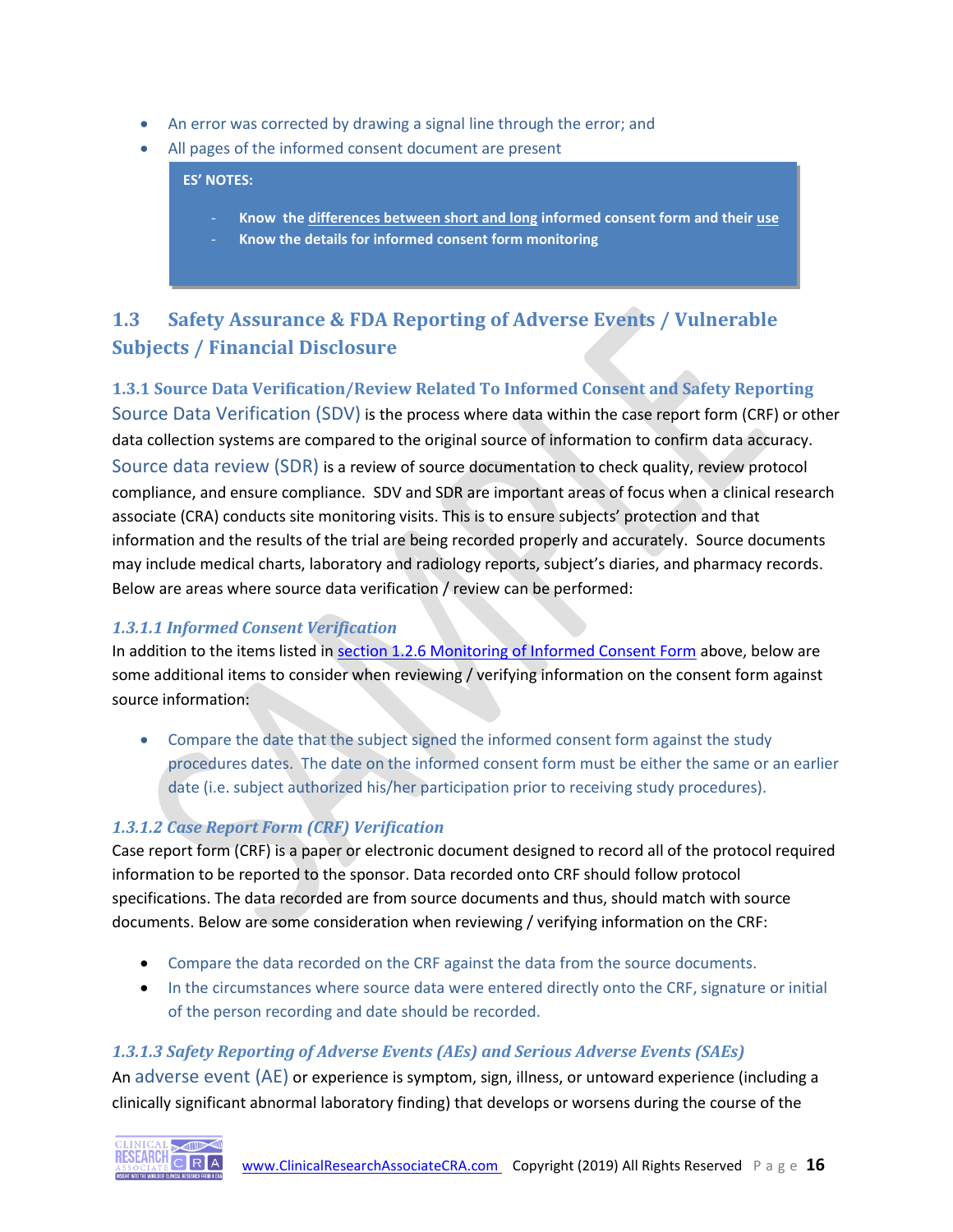- An error was corrected by drawing a signal line through the error; and
- All pages of the informed consent document are present

> **ES' NOTES:**
>
> - **Know the differences between short and long informed consent form and their use**
> - **Know the details for informed consent form monitoring**

## 1.3 Safety Assurance & FDA Reporting of Adverse Events / Vulnerable Subjects / Financial Disclosure

### 1.3.1 Source Data Verification/Review Related To Informed Consent and Safety Reporting

Source Data Verification (SDV) is the process where data within the case report form (CRF) or other data collection systems are compared to the original source of information to confirm data accuracy. Source data review (SDR) is a review of source documentation to check quality, review protocol compliance, and ensure compliance. SDV and SDR are important areas of focus when a clinical research associate (CRA) conducts site monitoring visits. This is to ensure subjects' protection and that information and the results of the trial are being recorded properly and accurately. Source documents may include medical charts, laboratory and radiology reports, subject's diaries, and pharmacy records. Below are areas where source data verification / review can be performed:

#### *1.3.1.1 Informed Consent Verification*

In addition to the items listed in section 1.2.6 Monitoring of Informed Consent Form above, below are some additional items to consider when reviewing / verifying information on the consent form against source information:

- Compare the date that the subject signed the informed consent form against the study procedures dates. The date on the informed consent form must be either the same or an earlier date (i.e. subject authorized his/her participation prior to receiving study procedures).

#### *1.3.1.2 Case Report Form (CRF) Verification*

Case report form (CRF) is a paper or electronic document designed to record all of the protocol required information to be reported to the sponsor. Data recorded onto CRF should follow protocol specifications. The data recorded are from source documents and thus, should match with source documents. Below are some consideration when reviewing / verifying information on the CRF:

- Compare the data recorded on the CRF against the data from the source documents.
- In the circumstances where source data were entered directly onto the CRF, signature or initial of the person recording and date should be recorded.

#### *1.3.1.3 Safety Reporting of Adverse Events (AEs) and Serious Adverse Events (SAEs)*

An adverse event (AE) or experience is symptom, sign, illness, or untoward experience (including a clinically significant abnormal laboratory finding) that develops or worsens during the course of the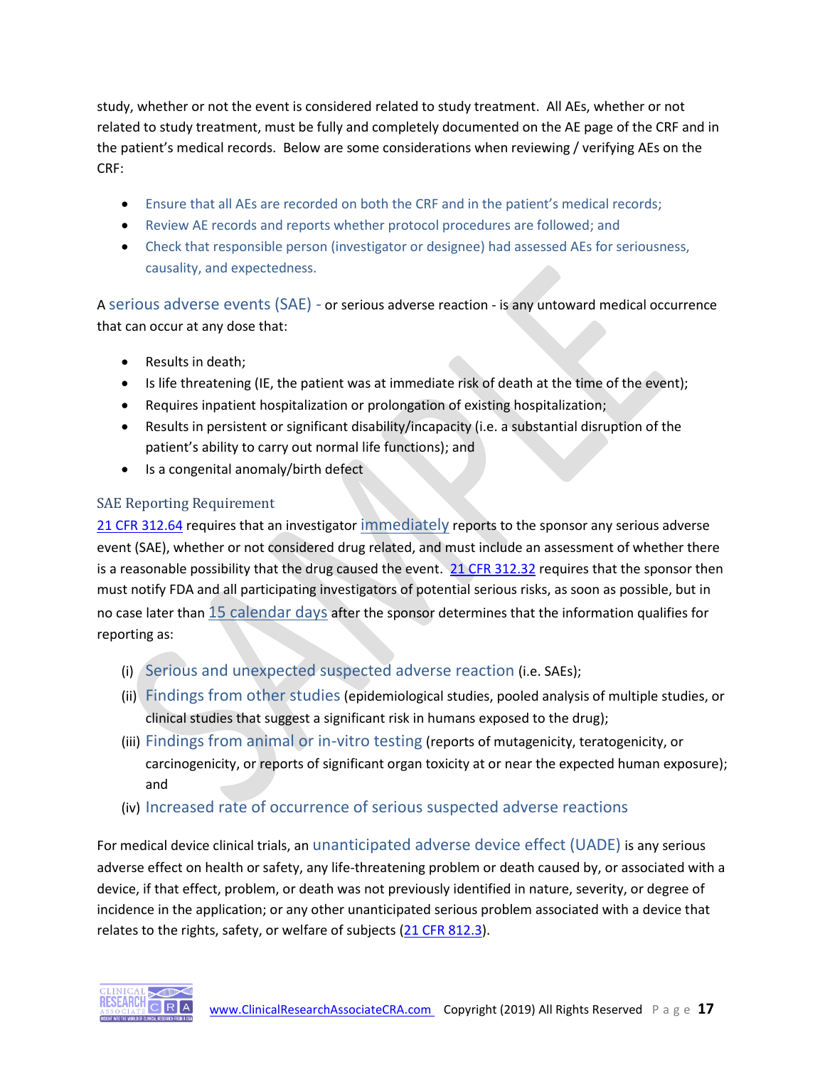study, whether or not the event is considered related to study treatment. All AEs, whether or not related to study treatment, must be fully and completely documented on the AE page of the CRF and in the patient's medical records. Below are some considerations when reviewing / verifying AEs on the CRF:

- Ensure that all AEs are recorded on both the CRF and in the patient's medical records;
- Review AE records and reports whether protocol procedures are followed; and
- Check that responsible person (investigator or designee) had assessed AEs for seriousness, causality, and expectedness.

A serious adverse events (SAE) - or serious adverse reaction - is any untoward medical occurrence that can occur at any dose that:

- Results in death;
- Is life threatening (IE, the patient was at immediate risk of death at the time of the event);
- Requires inpatient hospitalization or prolongation of existing hospitalization;
- Results in persistent or significant disability/incapacity (i.e. a substantial disruption of the patient's ability to carry out normal life functions); and
- Is a congenital anomaly/birth defect

### SAE Reporting Requirement

21 CFR 312.64 requires that an investigator immediately reports to the sponsor any serious adverse event (SAE), whether or not considered drug related, and must include an assessment of whether there is a reasonable possibility that the drug caused the event. 21 CFR 312.32 requires that the sponsor then must notify FDA and all participating investigators of potential serious risks, as soon as possible, but in no case later than 15 calendar days after the sponsor determines that the information qualifies for reporting as:

(i) Serious and unexpected suspected adverse reaction (i.e. SAEs);
(ii) Findings from other studies (epidemiological studies, pooled analysis of multiple studies, or clinical studies that suggest a significant risk in humans exposed to the drug);
(iii) Findings from animal or in-vitro testing (reports of mutagenicity, teratogenicity, or carcinogenicity, or reports of significant organ toxicity at or near the expected human exposure); and
(iv) Increased rate of occurrence of serious suspected adverse reactions

For medical device clinical trials, an unanticipated adverse device effect (UADE) is any serious adverse effect on health or safety, any life-threatening problem or death caused by, or associated with a device, if that effect, problem, or death was not previously identified in nature, severity, or degree of incidence in the application; or any other unanticipated serious problem associated with a device that relates to the rights, safety, or welfare of subjects (21 CFR 812.3).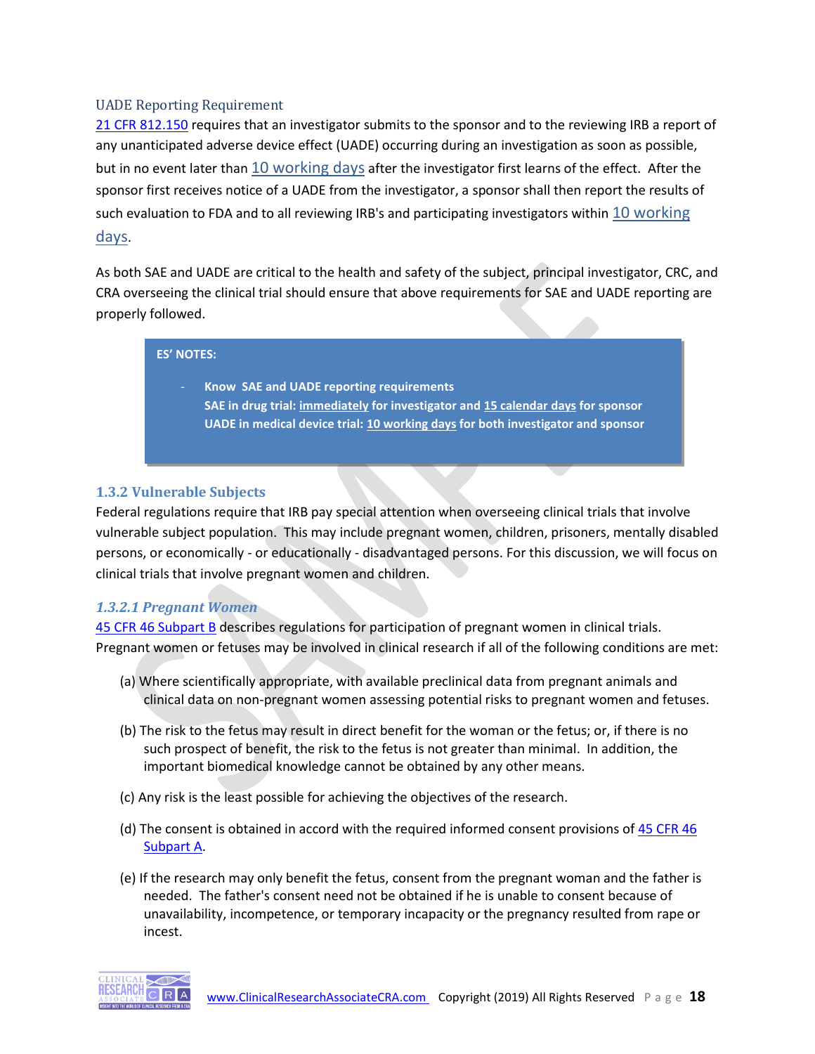### UADE Reporting Requirement

21 CFR 812.150 requires that an investigator submits to the sponsor and to the reviewing IRB a report of any unanticipated adverse device effect (UADE) occurring during an investigation as soon as possible, but in no event later than 10 working days after the investigator first learns of the effect. After the sponsor first receives notice of a UADE from the investigator, a sponsor shall then report the results of such evaluation to FDA and to all reviewing IRB's and participating investigators within 10 working days.

As both SAE and UADE are critical to the health and safety of the subject, principal investigator, CRC, and CRA overseeing the clinical trial should ensure that above requirements for SAE and UADE reporting are properly followed.

> **ES' NOTES:**
>
> - **Know SAE and UADE reporting requirements**
>   **SAE in drug trial: immediately for investigator and 15 calendar days for sponsor**
>   **UADE in medical device trial: 10 working days for both investigator and sponsor**

## 1.3.2 Vulnerable Subjects

Federal regulations require that IRB pay special attention when overseeing clinical trials that involve vulnerable subject population. This may include pregnant women, children, prisoners, mentally disabled persons, or economically - or educationally - disadvantaged persons. For this discussion, we will focus on clinical trials that involve pregnant women and children.

### *1.3.2.1 Pregnant Women*

45 CFR 46 Subpart B describes regulations for participation of pregnant women in clinical trials. Pregnant women or fetuses may be involved in clinical research if all of the following conditions are met:

(a) Where scientifically appropriate, with available preclinical data from pregnant animals and clinical data on non-pregnant women assessing potential risks to pregnant women and fetuses.

(b) The risk to the fetus may result in direct benefit for the woman or the fetus; or, if there is no such prospect of benefit, the risk to the fetus is not greater than minimal. In addition, the important biomedical knowledge cannot be obtained by any other means.

(c) Any risk is the least possible for achieving the objectives of the research.

(d) The consent is obtained in accord with the required informed consent provisions of 45 CFR 46 Subpart A.

(e) If the research may only benefit the fetus, consent from the pregnant woman and the father is needed. The father's consent need not be obtained if he is unable to consent because of unavailability, incompetence, or temporary incapacity or the pregnancy resulted from rape or incest.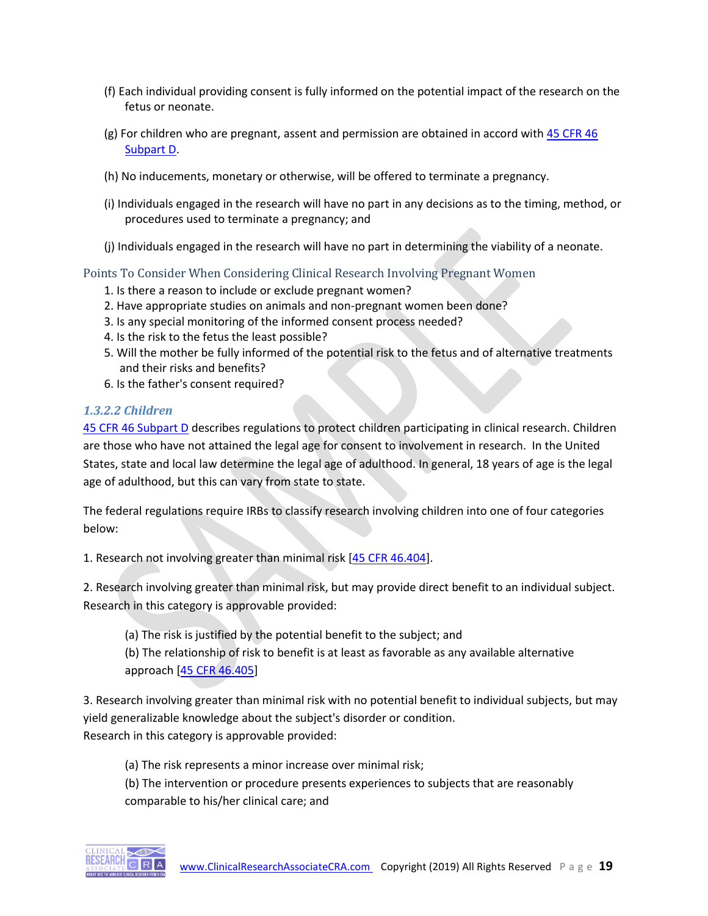(f) Each individual providing consent is fully informed on the potential impact of the research on the fetus or neonate.

(g) For children who are pregnant, assent and permission are obtained in accord with 45 CFR 46 Subpart D.

(h) No inducements, monetary or otherwise, will be offered to terminate a pregnancy.

(i) Individuals engaged in the research will have no part in any decisions as to the timing, method, or procedures used to terminate a pregnancy; and

(j) Individuals engaged in the research will have no part in determining the viability of a neonate.

### Points To Consider When Considering Clinical Research Involving Pregnant Women

1. Is there a reason to include or exclude pregnant women?
2. Have appropriate studies on animals and non-pregnant women been done?
3. Is any special monitoring of the informed consent process needed?
4. Is the risk to the fetus the least possible?
5. Will the mother be fully informed of the potential risk to the fetus and of alternative treatments and their risks and benefits?
6. Is the father's consent required?

#### *1.3.2.2 Children*

45 CFR 46 Subpart D describes regulations to protect children participating in clinical research. Children are those who have not attained the legal age for consent to involvement in research. In the United States, state and local law determine the legal age of adulthood. In general, 18 years of age is the legal age of adulthood, but this can vary from state to state.

The federal regulations require IRBs to classify research involving children into one of four categories below:

1. Research not involving greater than minimal risk [45 CFR 46.404].

2. Research involving greater than minimal risk, but may provide direct benefit to an individual subject. Research in this category is approvable provided:

> (a) The risk is justified by the potential benefit to the subject; and
> (b) The relationship of risk to benefit is at least as favorable as any available alternative approach [45 CFR 46.405]

3. Research involving greater than minimal risk with no potential benefit to individual subjects, but may yield generalizable knowledge about the subject's disorder or condition.
Research in this category is approvable provided:

> (a) The risk represents a minor increase over minimal risk;
> (b) The intervention or procedure presents experiences to subjects that are reasonably comparable to his/her clinical care; and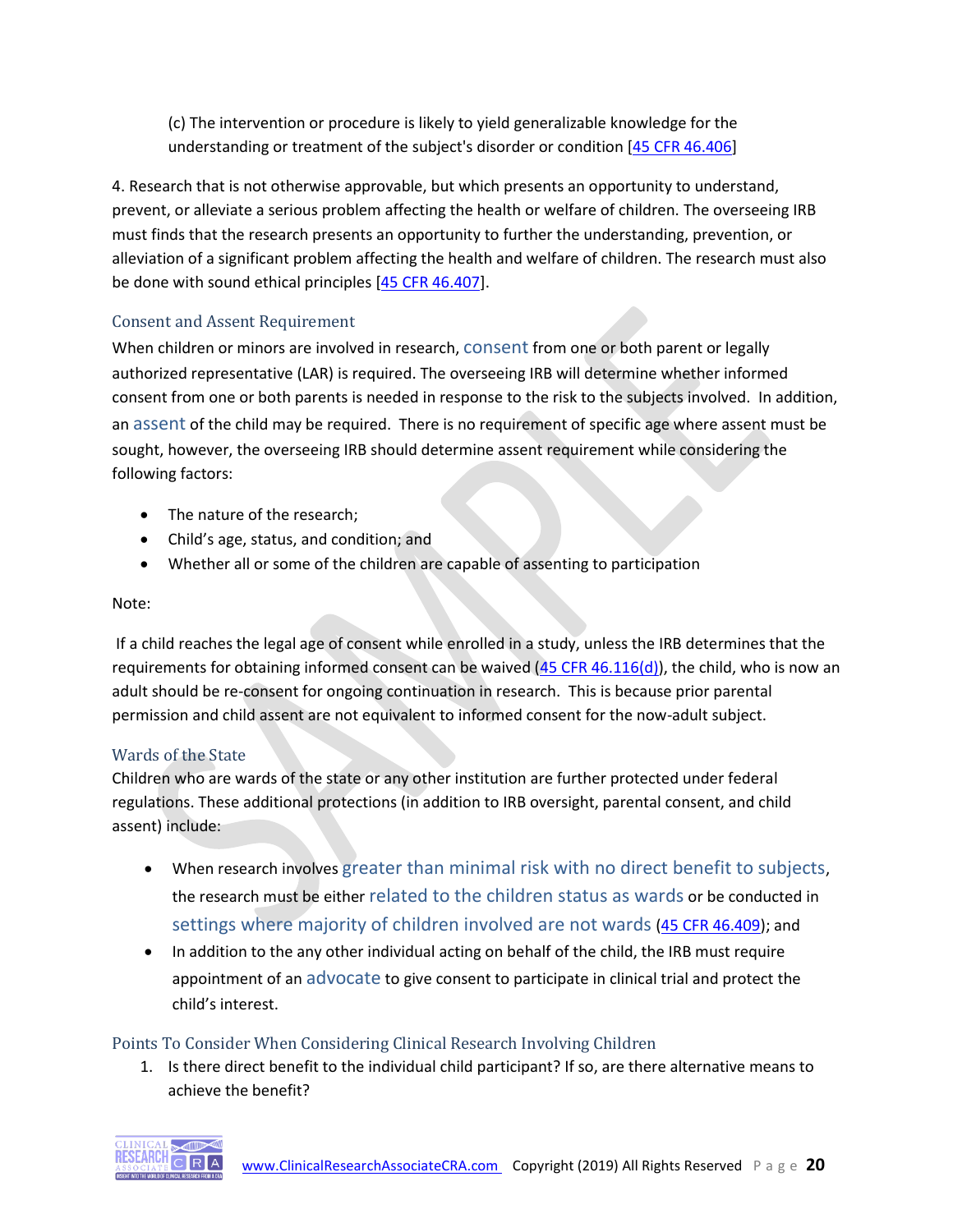(c) The intervention or procedure is likely to yield generalizable knowledge for the understanding or treatment of the subject's disorder or condition [45 CFR 46.406]

4. Research that is not otherwise approvable, but which presents an opportunity to understand, prevent, or alleviate a serious problem affecting the health or welfare of children. The overseeing IRB must finds that the research presents an opportunity to further the understanding, prevention, or alleviation of a significant problem affecting the health and welfare of children. The research must also be done with sound ethical principles [45 CFR 46.407].

### Consent and Assent Requirement

When children or minors are involved in research, consent from one or both parent or legally authorized representative (LAR) is required. The overseeing IRB will determine whether informed consent from one or both parents is needed in response to the risk to the subjects involved. In addition, an assent of the child may be required. There is no requirement of specific age where assent must be sought, however, the overseeing IRB should determine assent requirement while considering the following factors:

- The nature of the research;
- Child's age, status, and condition; and
- Whether all or some of the children are capable of assenting to participation

Note:

If a child reaches the legal age of consent while enrolled in a study, unless the IRB determines that the requirements for obtaining informed consent can be waived (45 CFR 46.116(d)), the child, who is now an adult should be re-consent for ongoing continuation in research. This is because prior parental permission and child assent are not equivalent to informed consent for the now-adult subject.

### Wards of the State

Children who are wards of the state or any other institution are further protected under federal regulations. These additional protections (in addition to IRB oversight, parental consent, and child assent) include:

- When research involves greater than minimal risk with no direct benefit to subjects, the research must be either related to the children status as wards or be conducted in settings where majority of children involved are not wards (45 CFR 46.409); and
- In addition to the any other individual acting on behalf of the child, the IRB must require appointment of an advocate to give consent to participate in clinical trial and protect the child's interest.

### Points To Consider When Considering Clinical Research Involving Children

1. Is there direct benefit to the individual child participant? If so, are there alternative means to achieve the benefit?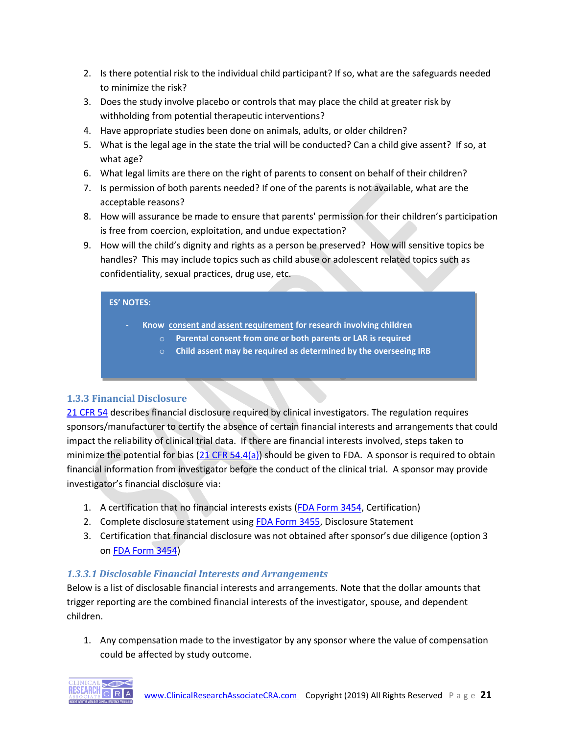2. Is there potential risk to the individual child participant? If so, what are the safeguards needed to minimize the risk?
3. Does the study involve placebo or controls that may place the child at greater risk by withholding from potential therapeutic interventions?
4. Have appropriate studies been done on animals, adults, or older children?
5. What is the legal age in the state the trial will be conducted? Can a child give assent? If so, at what age?
6. What legal limits are there on the right of parents to consent on behalf of their children?
7. Is permission of both parents needed? If one of the parents is not available, what are the acceptable reasons?
8. How will assurance be made to ensure that parents' permission for their children's participation is free from coercion, exploitation, and undue expectation?
9. How will the child's dignity and rights as a person be preserved? How will sensitive topics be handles? This may include topics such as child abuse or adolescent related topics such as confidentiality, sexual practices, drug use, etc.

> **ES' NOTES:**
>
> - **Know consent and assent requirement for research involving children**
>   - **Parental consent from one or both parents or LAR is required**
>   - **Child assent may be required as determined by the overseeing IRB**

### 1.3.3 Financial Disclosure

21 CFR 54 describes financial disclosure required by clinical investigators. The regulation requires sponsors/manufacturer to certify the absence of certain financial interests and arrangements that could impact the reliability of clinical trial data. If there are financial interests involved, steps taken to minimize the potential for bias (21 CFR 54.4(a)) should be given to FDA. A sponsor is required to obtain financial information from investigator before the conduct of the clinical trial. A sponsor may provide investigator's financial disclosure via:

1. A certification that no financial interests exists (FDA Form 3454, Certification)
2. Complete disclosure statement using FDA Form 3455, Disclosure Statement
3. Certification that financial disclosure was not obtained after sponsor's due diligence (option 3 on FDA Form 3454)

#### *1.3.3.1 Disclosable Financial Interests and Arrangements*

Below is a list of disclosable financial interests and arrangements. Note that the dollar amounts that trigger reporting are the combined financial interests of the investigator, spouse, and dependent children.

1. Any compensation made to the investigator by any sponsor where the value of compensation could be affected by study outcome.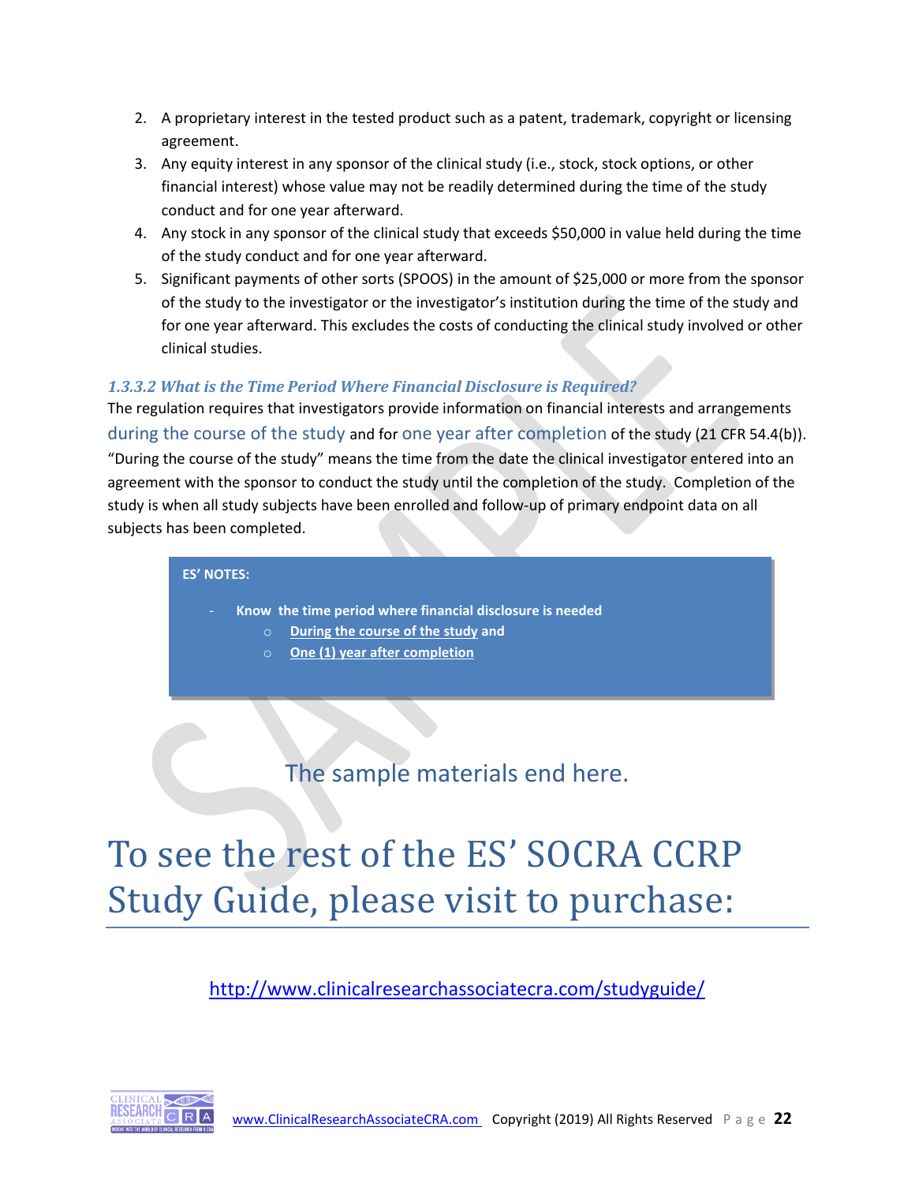2. A proprietary interest in the tested product such as a patent, trademark, copyright or licensing agreement.
3. Any equity interest in any sponsor of the clinical study (i.e., stock, stock options, or other financial interest) whose value may not be readily determined during the time of the study conduct and for one year afterward.
4. Any stock in any sponsor of the clinical study that exceeds $50,000 in value held during the time of the study conduct and for one year afterward.
5. Significant payments of other sorts (SPOOS) in the amount of $25,000 or more from the sponsor of the study to the investigator or the investigator's institution during the time of the study and for one year afterward. This excludes the costs of conducting the clinical study involved or other clinical studies.

#### *1.3.3.2 What is the Time Period Where Financial Disclosure is Required?*

The regulation requires that investigators provide information on financial interests and arrangements during the course of the study and for one year after completion of the study (21 CFR 54.4(b)). "During the course of the study" means the time from the date the clinical investigator entered into an agreement with the sponsor to conduct the study until the completion of the study. Completion of the study is when all study subjects have been enrolled and follow-up of primary endpoint data on all subjects has been completed.

**ES' NOTES:**

- **Know the time period where financial disclosure is needed**
  - **During the course of the study and**
  - **One (1) year after completion**

The sample materials end here.

# To see the rest of the ES' SOCRA CCRP Study Guide, please visit to purchase:

http://www.clinicalresearchassociatecra.com/studyguide/